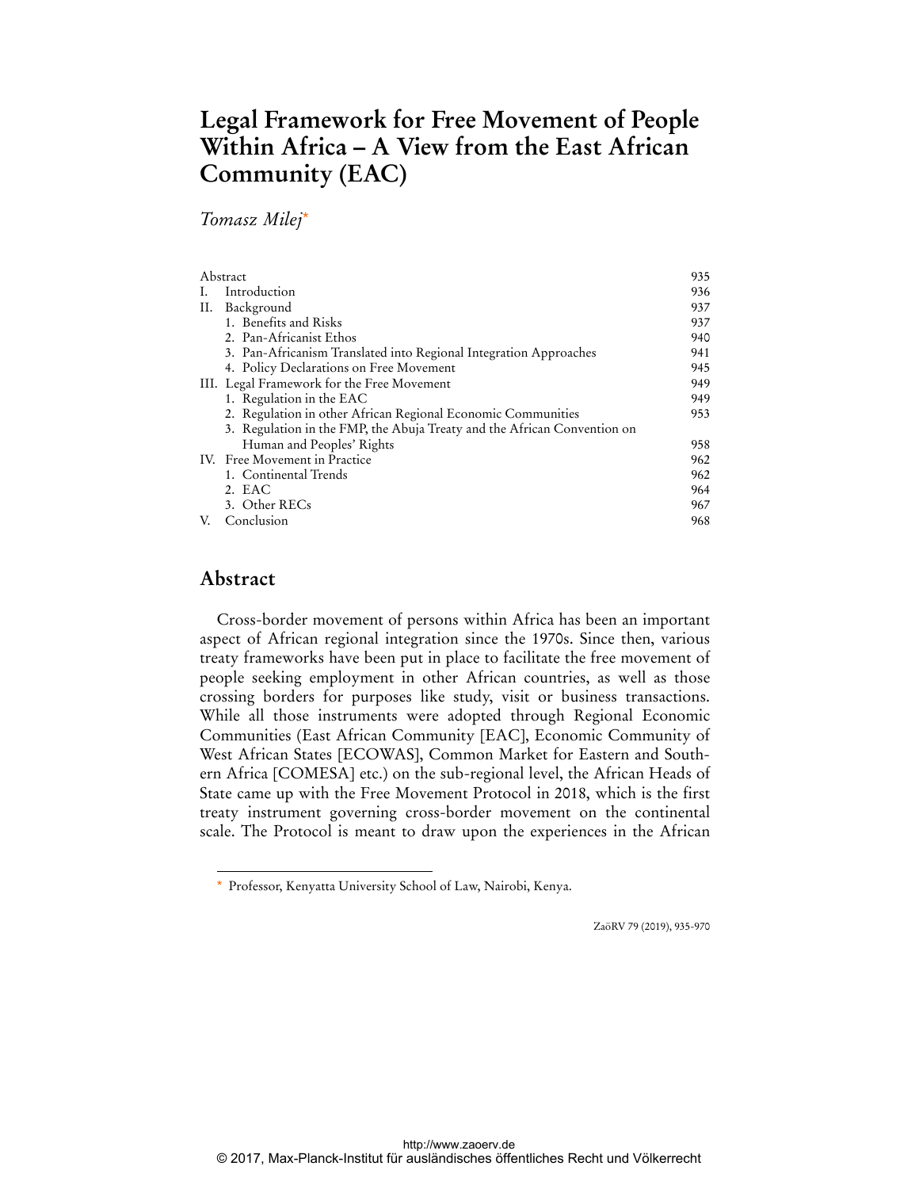# Legal Framework for Free Movement of People Within Africa – A View from the East African Community (EAC)

*Tomasz Milej*[*]

| | |
|---|---|
| Abstract | 935 |
| I. Introduction | 936 |
| II. Background | 937 |
| 1. Benefits and Risks | 937 |
| 2. Pan-Africanist Ethos | 940 |
| 3. Pan-Africanism Translated into Regional Integration Approaches | 941 |
| 4. Policy Declarations on Free Movement | 945 |
| III. Legal Framework for the Free Movement | 949 |
| 1. Regulation in the EAC | 949 |
| 2. Regulation in other African Regional Economic Communities | 953 |
| 3. Regulation in the FMP, the Abuja Treaty and the African Convention on Human and Peoples' Rights | 958 |
| IV. Free Movement in Practice | 962 |
| 1. Continental Trends | 962 |
| 2. EAC | 964 |
| 3. Other RECs | 967 |
| V. Conclusion | 968 |

## Abstract

Cross-border movement of persons within Africa has been an important aspect of African regional integration since the 1970s. Since then, various treaty frameworks have been put in place to facilitate the free movement of people seeking employment in other African countries, as well as those crossing borders for purposes like study, visit or business transactions. While all those instruments were adopted through Regional Economic Communities (East African Community [EAC], Economic Community of West African States [ECOWAS], Common Market for Eastern and Southern Africa [COMESA] etc.) on the sub-regional level, the African Heads of State came up with the Free Movement Protocol in 2018, which is the first treaty instrument governing cross-border movement on the continental scale. The Protocol is meant to draw upon the experiences in the African

[*] Professor, Kenyatta University School of Law, Nairobi, Kenya.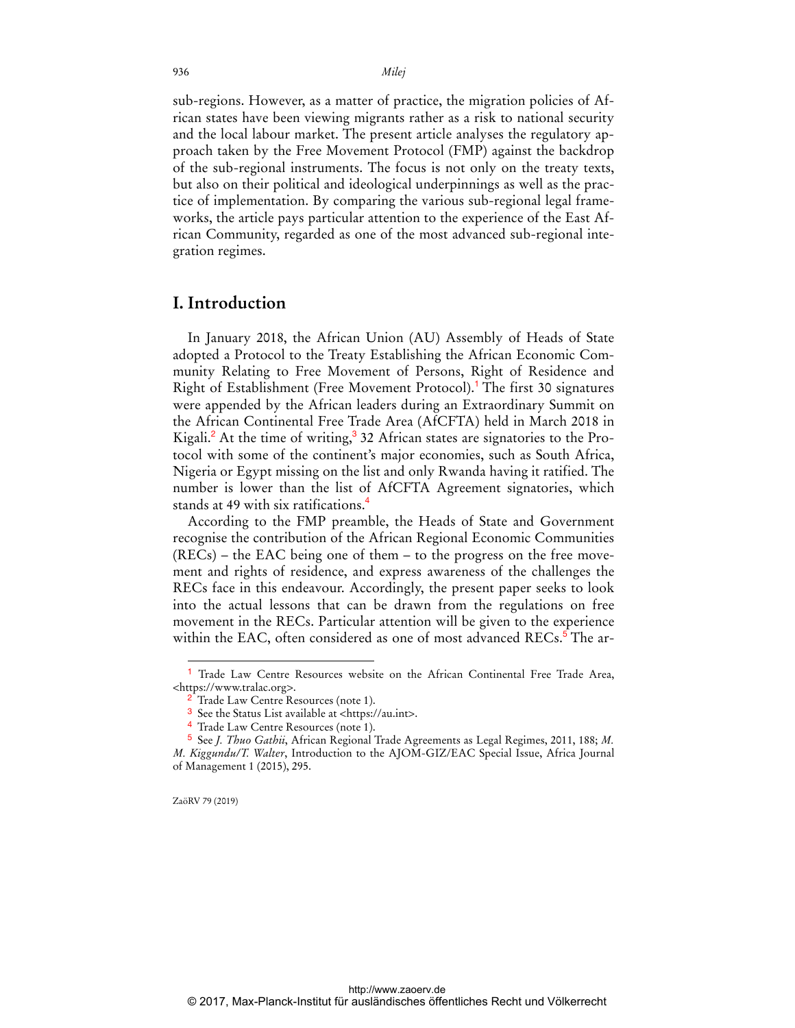sub-regions. However, as a matter of practice, the migration policies of African states have been viewing migrants rather as a risk to national security and the local labour market. The present article analyses the regulatory approach taken by the Free Movement Protocol (FMP) against the backdrop of the sub-regional instruments. The focus is not only on the treaty texts, but also on their political and ideological underpinnings as well as the practice of implementation. By comparing the various sub-regional legal frameworks, the article pays particular attention to the experience of the East African Community, regarded as one of the most advanced sub-regional integration regimes.

## I. Introduction

In January 2018, the African Union (AU) Assembly of Heads of State adopted a Protocol to the Treaty Establishing the African Economic Community Relating to Free Movement of Persons, Right of Residence and Right of Establishment (Free Movement Protocol).[1] The first 30 signatures were appended by the African leaders during an Extraordinary Summit on the African Continental Free Trade Area (AfCFTA) held in March 2018 in Kigali.[2] At the time of writing,[3] 32 African states are signatories to the Protocol with some of the continent's major economies, such as South Africa, Nigeria or Egypt missing on the list and only Rwanda having it ratified. The number is lower than the list of AfCFTA Agreement signatories, which stands at 49 with six ratifications.[4]

According to the FMP preamble, the Heads of State and Government recognise the contribution of the African Regional Economic Communities (RECs) – the EAC being one of them – to the progress on the free movement and rights of residence, and express awareness of the challenges the RECs face in this endeavour. Accordingly, the present paper seeks to look into the actual lessons that can be drawn from the regulations on free movement in the RECs. Particular attention will be given to the experience within the EAC, often considered as one of most advanced RECs.[5] The ar-

---

[1] Trade Law Centre Resources website on the African Continental Free Trade Area, <https://www.tralac.org>.

[2] Trade Law Centre Resources (note 1).

[3] See the Status List available at <https://au.int>.

[4] Trade Law Centre Resources (note 1).

[5] See *J. Thuo Gathii*, African Regional Trade Agreements as Legal Regimes, 2011, 188; *M. M. Kiggundu/T. Walter*, Introduction to the AJOM-GIZ/EAC Special Issue, Africa Journal of Management 1 (2015), 295.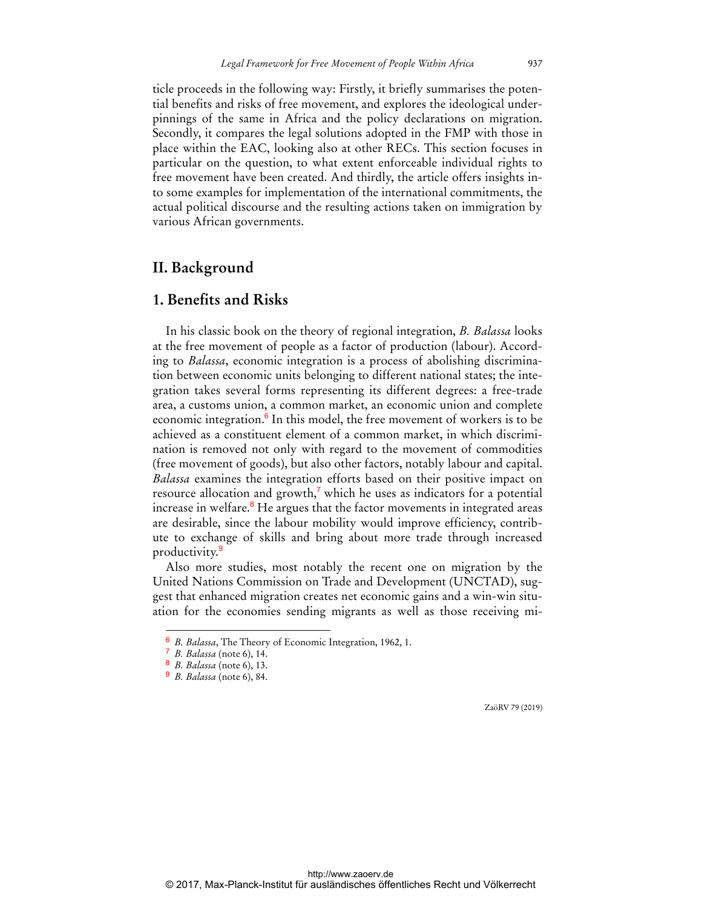ticle proceeds in the following way: Firstly, it briefly summarises the potential benefits and risks of free movement, and explores the ideological underpinnings of the same in Africa and the policy declarations on migration. Secondly, it compares the legal solutions adopted in the FMP with those in place within the EAC, looking also at other RECs. This section focuses in particular on the question, to what extent enforceable individual rights to free movement have been created. And thirdly, the article offers insights into some examples for implementation of the international commitments, the actual political discourse and the resulting actions taken on immigration by various African governments.

## II. Background

### 1. Benefits and Risks

In his classic book on the theory of regional integration, *B. Balassa* looks at the free movement of people as a factor of production (labour). According to *Balassa*, economic integration is a process of abolishing discrimination between economic units belonging to different national states; the integration takes several forms representing its different degrees: a free-trade area, a customs union, a common market, an economic union and complete economic integration.[6] In this model, the free movement of workers is to be achieved as a constituent element of a common market, in which discrimination is removed not only with regard to the movement of commodities (free movement of goods), but also other factors, notably labour and capital. *Balassa* examines the integration efforts based on their positive impact on resource allocation and growth,[7] which he uses as indicators for a potential increase in welfare.[8] He argues that the factor movements in integrated areas are desirable, since the labour mobility would improve efficiency, contribute to exchange of skills and bring about more trade through increased productivity.[9]

Also more studies, most notably the recent one on migration by the United Nations Commission on Trade and Development (UNCTAD), suggest that enhanced migration creates net economic gains and a win-win situation for the economies sending migrants as well as those receiving mi-

---

[6] *B. Balassa*, The Theory of Economic Integration, 1962, 1.

[7] *B. Balassa* (note 6), 14.

[8] *B. Balassa* (note 6), 13.

[9] *B. Balassa* (note 6), 84.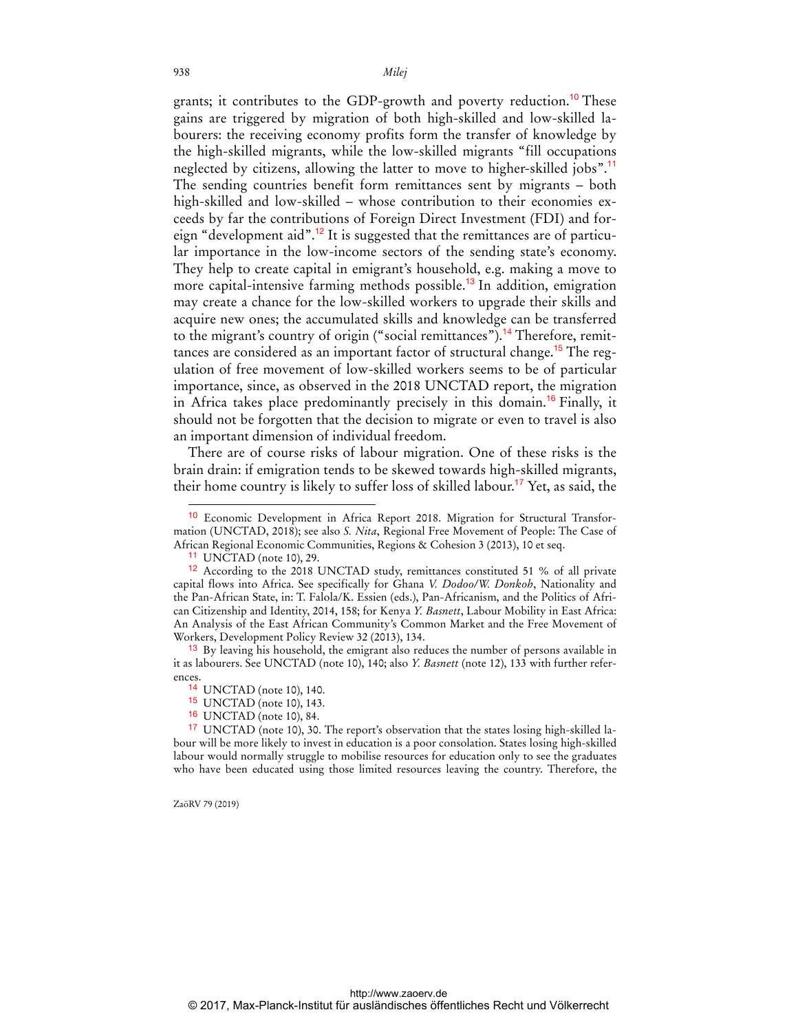grants; it contributes to the GDP-growth and poverty reduction.[10] These gains are triggered by migration of both high-skilled and low-skilled labourers: the receiving economy profits form the transfer of knowledge by the high-skilled migrants, while the low-skilled migrants "fill occupations neglected by citizens, allowing the latter to move to higher-skilled jobs".[11] The sending countries benefit form remittances sent by migrants – both high-skilled and low-skilled – whose contribution to their economies exceeds by far the contributions of Foreign Direct Investment (FDI) and foreign "development aid".[12] It is suggested that the remittances are of particular importance in the low-income sectors of the sending state's economy. They help to create capital in emigrant's household, e.g. making a move to more capital-intensive farming methods possible.[13] In addition, emigration may create a chance for the low-skilled workers to upgrade their skills and acquire new ones; the accumulated skills and knowledge can be transferred to the migrant's country of origin ("social remittances").[14] Therefore, remittances are considered as an important factor of structural change.[15] The regulation of free movement of low-skilled workers seems to be of particular importance, since, as observed in the 2018 UNCTAD report, the migration in Africa takes place predominantly precisely in this domain.[16] Finally, it should not be forgotten that the decision to migrate or even to travel is also an important dimension of individual freedom.

There are of course risks of labour migration. One of these risks is the brain drain: if emigration tends to be skewed towards high-skilled migrants, their home country is likely to suffer loss of skilled labour.[17] Yet, as said, the

---

[10] Economic Development in Africa Report 2018. Migration for Structural Transformation (UNCTAD, 2018); see also *S. Nita*, Regional Free Movement of People: The Case of African Regional Economic Communities, Regions & Cohesion 3 (2013), 10 et seq.

[11] UNCTAD (note 10), 29.

[12] According to the 2018 UNCTAD study, remittances constituted 51 % of all private capital flows into Africa. See specifically for Ghana *V. Dodoo/W. Donkoh*, Nationality and the Pan-African State, in: T. Falola/K. Essien (eds.), Pan-Africanism, and the Politics of African Citizenship and Identity, 2014, 158; for Kenya *Y. Basnett*, Labour Mobility in East Africa: An Analysis of the East African Community's Common Market and the Free Movement of Workers, Development Policy Review 32 (2013), 134.

[13] By leaving his household, the emigrant also reduces the number of persons available in it as labourers. See UNCTAD (note 10), 140; also *Y. Basnett* (note 12), 133 with further references.

[14] UNCTAD (note 10), 140.

[15] UNCTAD (note 10), 143.

[16] UNCTAD (note 10), 84.

[17] UNCTAD (note 10), 30. The report's observation that the states losing high-skilled labour will be more likely to invest in education is a poor consolation. States losing high-skilled labour would normally struggle to mobilise resources for education only to see the graduates who have been educated using those limited resources leaving the country. Therefore, the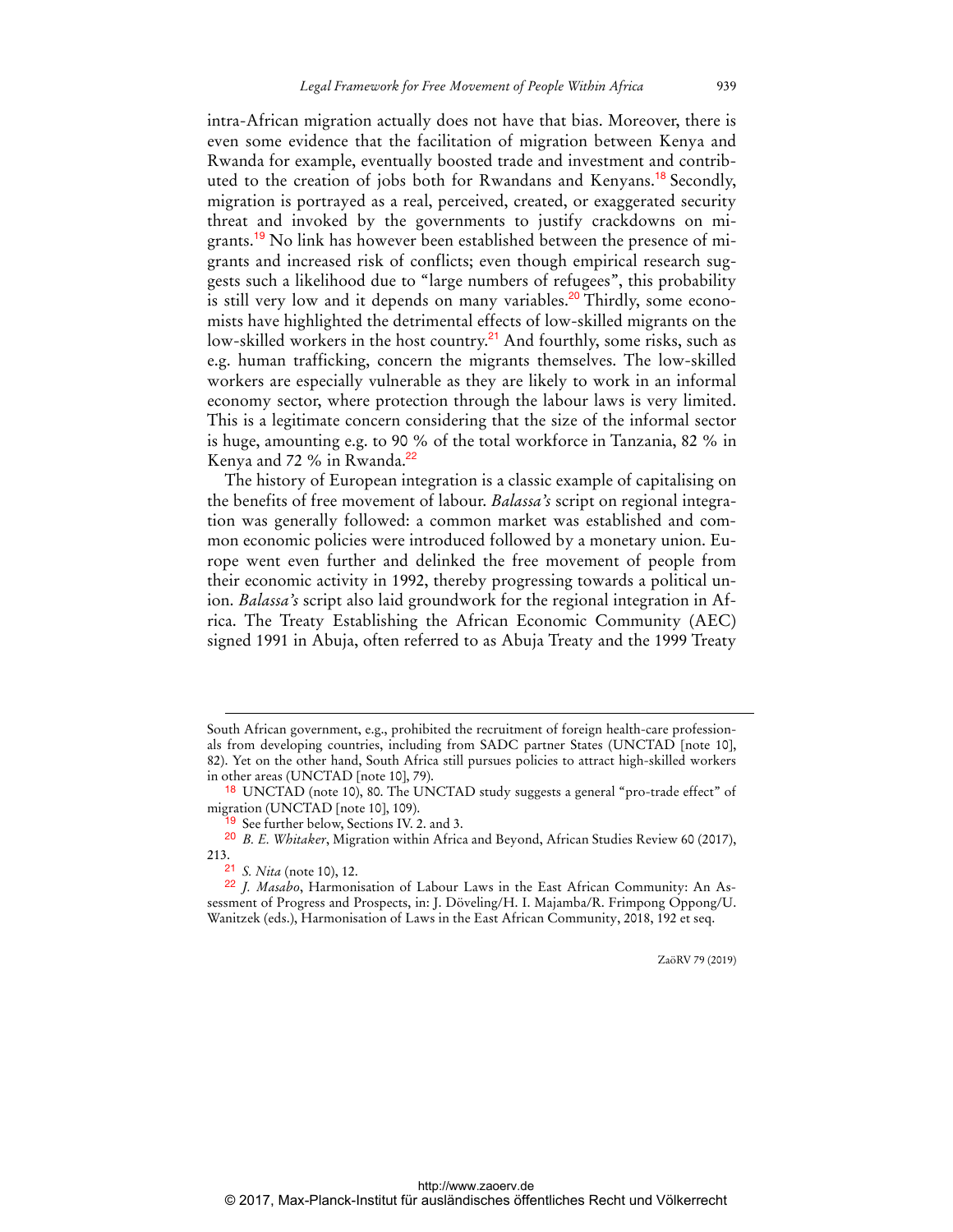intra-African migration actually does not have that bias. Moreover, there is even some evidence that the facilitation of migration between Kenya and Rwanda for example, eventually boosted trade and investment and contributed to the creation of jobs both for Rwandans and Kenyans.[18] Secondly, migration is portrayed as a real, perceived, created, or exaggerated security threat and invoked by the governments to justify crackdowns on migrants.[19] No link has however been established between the presence of migrants and increased risk of conflicts; even though empirical research suggests such a likelihood due to "large numbers of refugees", this probability is still very low and it depends on many variables.[20] Thirdly, some economists have highlighted the detrimental effects of low-skilled migrants on the low-skilled workers in the host country.[21] And fourthly, some risks, such as e.g. human trafficking, concern the migrants themselves. The low-skilled workers are especially vulnerable as they are likely to work in an informal economy sector, where protection through the labour laws is very limited. This is a legitimate concern considering that the size of the informal sector is huge, amounting e.g. to 90 % of the total workforce in Tanzania, 82 % in Kenya and 72 % in Rwanda.[22]

The history of European integration is a classic example of capitalising on the benefits of free movement of labour. *Balassa's* script on regional integration was generally followed: a common market was established and common economic policies were introduced followed by a monetary union. Europe went even further and delinked the free movement of people from their economic activity in 1992, thereby progressing towards a political union. *Balassa's* script also laid groundwork for the regional integration in Africa. The Treaty Establishing the African Economic Community (AEC) signed 1991 in Abuja, often referred to as Abuja Treaty and the 1999 Treaty

---

South African government, e.g., prohibited the recruitment of foreign health-care professionals from developing countries, including from SADC partner States (UNCTAD [note 10], 82). Yet on the other hand, South Africa still pursues policies to attract high-skilled workers in other areas (UNCTAD [note 10], 79).

[18] UNCTAD (note 10), 80. The UNCTAD study suggests a general "pro-trade effect" of migration (UNCTAD [note 10], 109).

[19] See further below, Sections IV. 2. and 3.

[20] *B. E. Whitaker*, Migration within Africa and Beyond, African Studies Review 60 (2017), 213.

[21] *S. Nita* (note 10), 12.

[22] *J. Masabo*, Harmonisation of Labour Laws in the East African Community: An Assessment of Progress and Prospects, in: J. Döveling/H. I. Majamba/R. Frimpong Oppong/U. Wanitzek (eds.), Harmonisation of Laws in the East African Community, 2018, 192 et seq.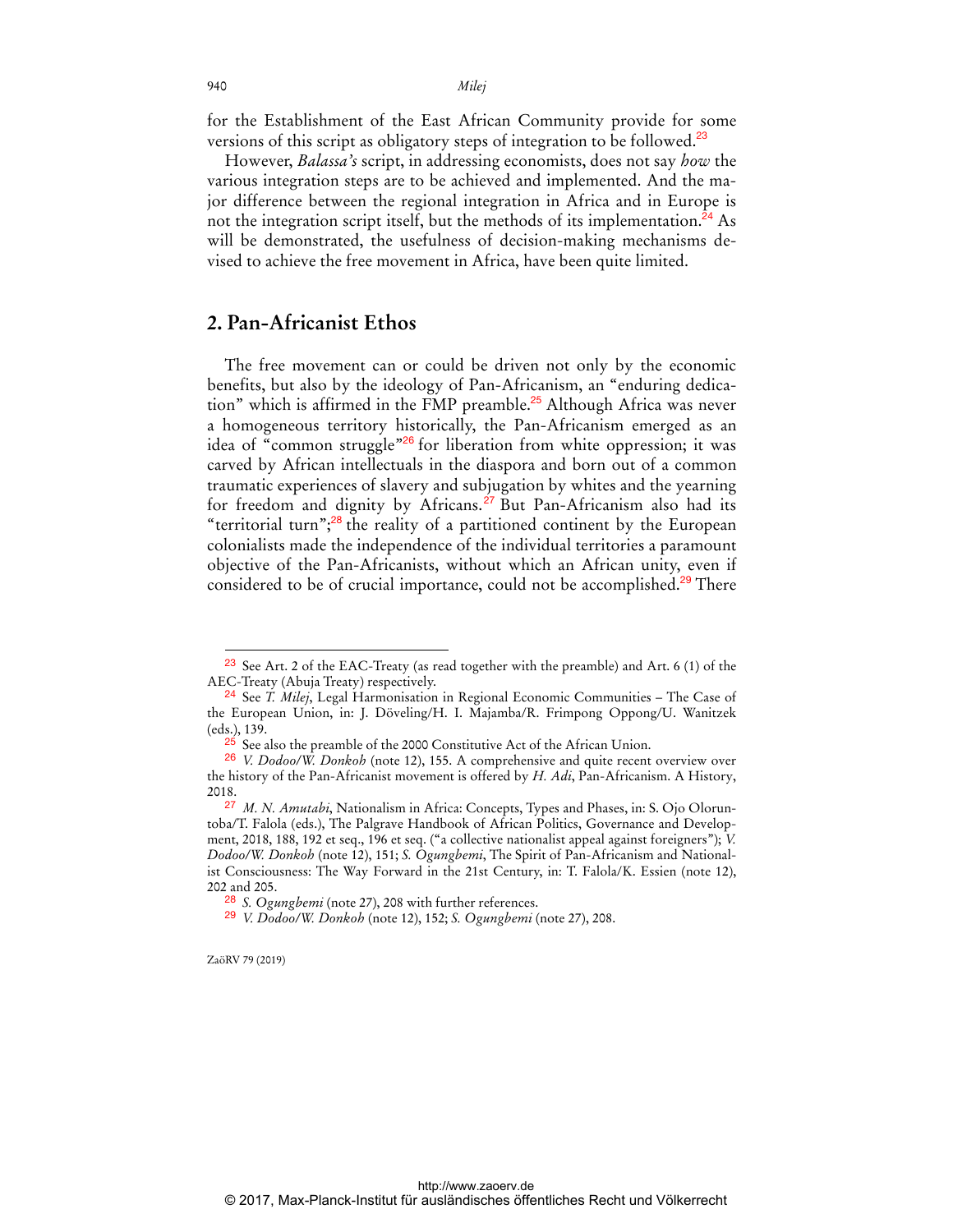for the Establishment of the East African Community provide for some versions of this script as obligatory steps of integration to be followed.[23]

However, *Balassa's* script, in addressing economists, does not say *how* the various integration steps are to be achieved and implemented. And the major difference between the regional integration in Africa and in Europe is not the integration script itself, but the methods of its implementation.[24] As will be demonstrated, the usefulness of decision-making mechanisms devised to achieve the free movement in Africa, have been quite limited.

## 2. Pan-Africanist Ethos

The free movement can or could be driven not only by the economic benefits, but also by the ideology of Pan-Africanism, an "enduring dedication" which is affirmed in the FMP preamble.[25] Although Africa was never a homogeneous territory historically, the Pan-Africanism emerged as an idea of "common struggle"[26] for liberation from white oppression; it was carved by African intellectuals in the diaspora and born out of a common traumatic experiences of slavery and subjugation by whites and the yearning for freedom and dignity by Africans.[27] But Pan-Africanism also had its "territorial turn";[28] the reality of a partitioned continent by the European colonialists made the independence of the individual territories a paramount objective of the Pan-Africanists, without which an African unity, even if considered to be of crucial importance, could not be accomplished.[29] There

---

[23] See Art. 2 of the EAC-Treaty (as read together with the preamble) and Art. 6 (1) of the AEC-Treaty (Abuja Treaty) respectively.

[24] See *T. Milej*, Legal Harmonisation in Regional Economic Communities – The Case of the European Union, in: J. Döveling/H. I. Majamba/R. Frimpong Oppong/U. Wanitzek (eds.), 139.

[25] See also the preamble of the 2000 Constitutive Act of the African Union.

[26] *V. Dodoo/W. Donkoh* (note 12), 155. A comprehensive and quite recent overview over the history of the Pan-Africanist movement is offered by *H. Adi*, Pan-Africanism. A History, 2018.

[27] *M. N. Amutabi*, Nationalism in Africa: Concepts, Types and Phases, in: S. Ojo Oloruntoba/T. Falola (eds.), The Palgrave Handbook of African Politics, Governance and Development, 2018, 188, 192 et seq., 196 et seq. ("a collective nationalist appeal against foreigners"); *V. Dodoo/W. Donkoh* (note 12), 151; *S. Ogungbemi*, The Spirit of Pan-Africanism and Nationalist Consciousness: The Way Forward in the 21st Century, in: T. Falola/K. Essien (note 12), 202 and 205.

[28] *S. Ogungbemi* (note 27), 208 with further references.

[29] *V. Dodoo/W. Donkoh* (note 12), 152; *S. Ogungbemi* (note 27), 208.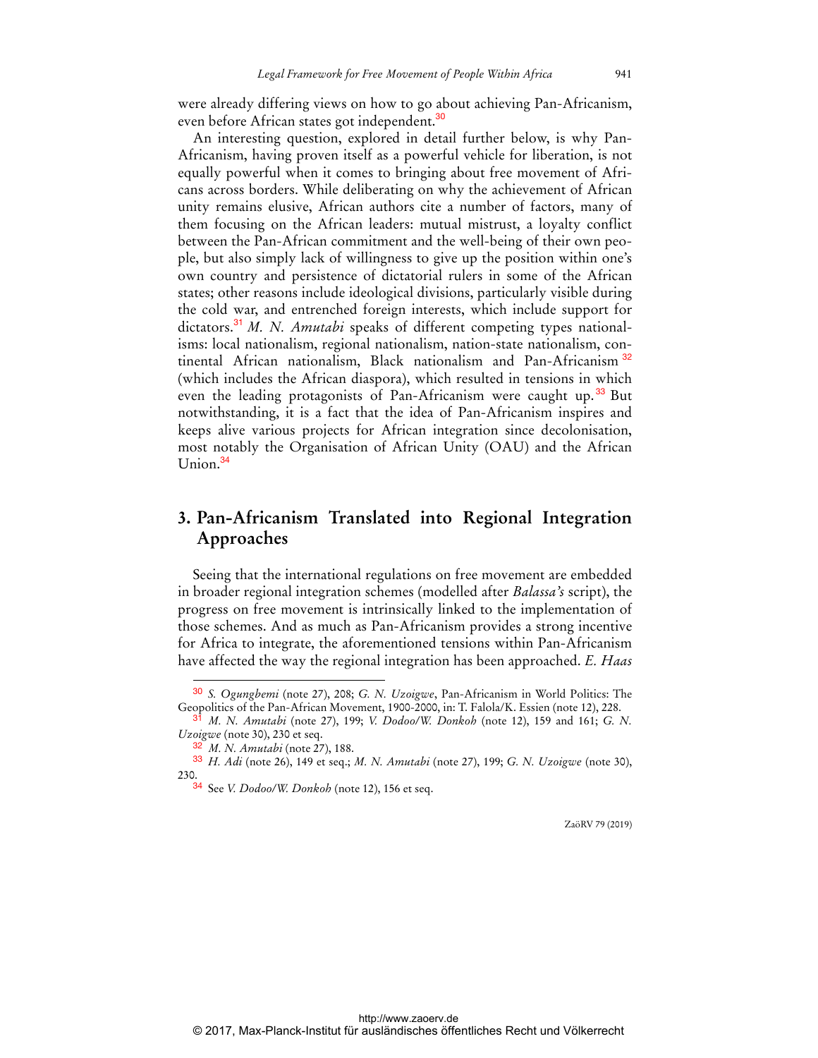were already differing views on how to go about achieving Pan-Africanism, even before African states got independent.[30]

An interesting question, explored in detail further below, is why Pan-Africanism, having proven itself as a powerful vehicle for liberation, is not equally powerful when it comes to bringing about free movement of Africans across borders. While deliberating on why the achievement of African unity remains elusive, African authors cite a number of factors, many of them focusing on the African leaders: mutual mistrust, a loyalty conflict between the Pan-African commitment and the well-being of their own people, but also simply lack of willingness to give up the position within one's own country and persistence of dictatorial rulers in some of the African states; other reasons include ideological divisions, particularly visible during the cold war, and entrenched foreign interests, which include support for dictators.[31] *M. N. Amutabi* speaks of different competing types nationalisms: local nationalism, regional nationalism, nation-state nationalism, continental African nationalism, Black nationalism and Pan-Africanism [32] (which includes the African diaspora), which resulted in tensions in which even the leading protagonists of Pan-Africanism were caught up.[33] But notwithstanding, it is a fact that the idea of Pan-Africanism inspires and keeps alive various projects for African integration since decolonisation, most notably the Organisation of African Unity (OAU) and the African Union.[34]

## 3. Pan-Africanism Translated into Regional Integration Approaches

Seeing that the international regulations on free movement are embedded in broader regional integration schemes (modelled after *Balassa's* script), the progress on free movement is intrinsically linked to the implementation of those schemes. And as much as Pan-Africanism provides a strong incentive for Africa to integrate, the aforementioned tensions within Pan-Africanism have affected the way the regional integration has been approached. *E. Haas*

---

[30] *S. Ogungbemi* (note 27), 208; *G. N. Uzoigwe*, Pan-Africanism in World Politics: The Geopolitics of the Pan-African Movement, 1900-2000, in: T. Falola/K. Essien (note 12), 228.

[31] *M. N. Amutabi* (note 27), 199; *V. Dodoo/W. Donkoh* (note 12), 159 and 161; *G. N. Uzoigwe* (note 30), 230 et seq.

[32] *M. N. Amutabi* (note 27), 188.

[33] *H. Adi* (note 26), 149 et seq.; *M. N. Amutabi* (note 27), 199; *G. N. Uzoigwe* (note 30), 230.

[34] See *V. Dodoo/W. Donkoh* (note 12), 156 et seq.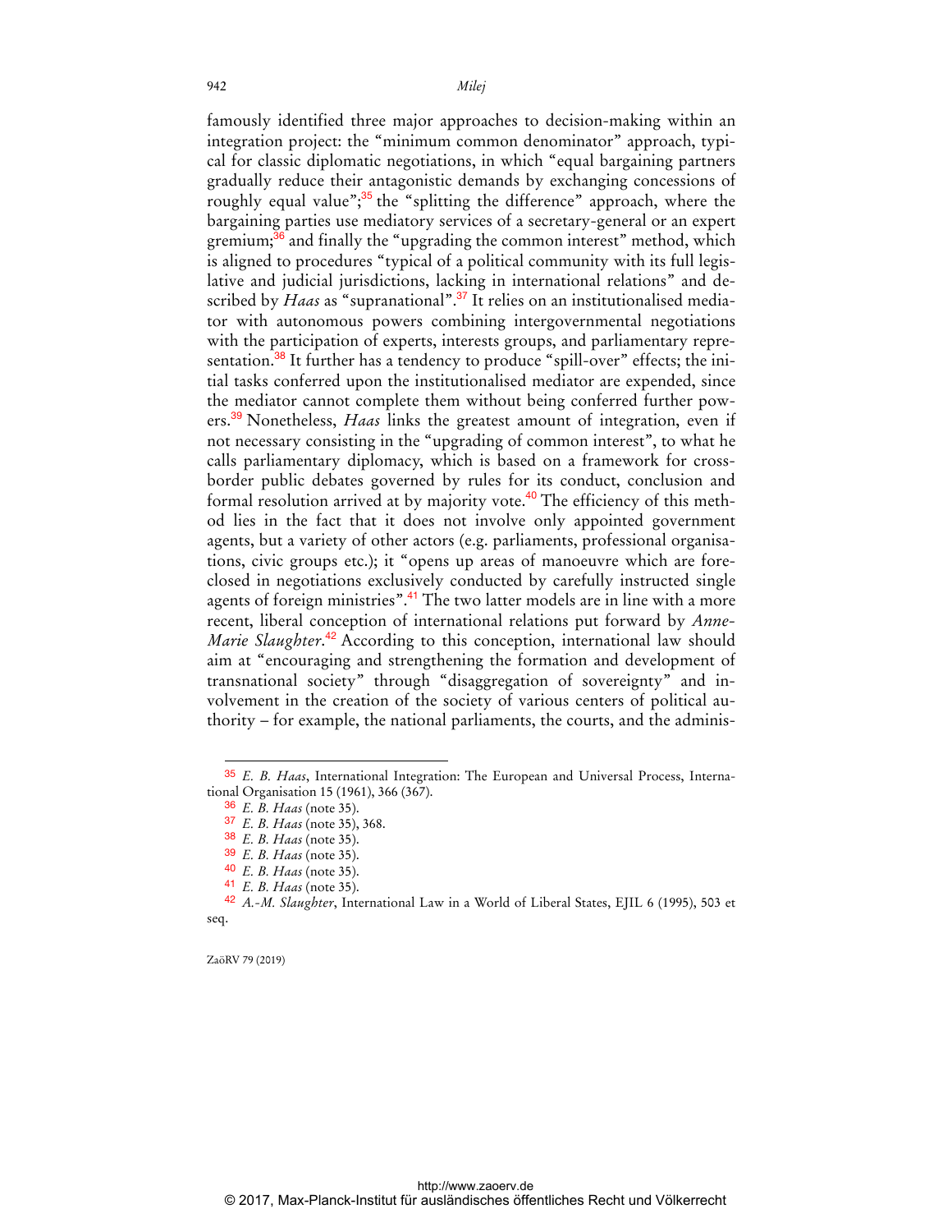famously identified three major approaches to decision-making within an integration project: the "minimum common denominator" approach, typical for classic diplomatic negotiations, in which "equal bargaining partners gradually reduce their antagonistic demands by exchanging concessions of roughly equal value";[35] the "splitting the difference" approach, where the bargaining parties use mediatory services of a secretary-general or an expert gremium;[36] and finally the "upgrading the common interest" method, which is aligned to procedures "typical of a political community with its full legislative and judicial jurisdictions, lacking in international relations" and described by *Haas* as "supranational".[37] It relies on an institutionalised mediator with autonomous powers combining intergovernmental negotiations with the participation of experts, interests groups, and parliamentary representation.[38] It further has a tendency to produce "spill-over" effects; the initial tasks conferred upon the institutionalised mediator are expended, since the mediator cannot complete them without being conferred further powers.[39] Nonetheless, *Haas* links the greatest amount of integration, even if not necessary consisting in the "upgrading of common interest", to what he calls parliamentary diplomacy, which is based on a framework for cross-border public debates governed by rules for its conduct, conclusion and formal resolution arrived at by majority vote.[40] The efficiency of this method lies in the fact that it does not involve only appointed government agents, but a variety of other actors (e.g. parliaments, professional organisations, civic groups etc.); it "opens up areas of manoeuvre which are foreclosed in negotiations exclusively conducted by carefully instructed single agents of foreign ministries".[41] The two latter models are in line with a more recent, liberal conception of international relations put forward by *Anne-Marie Slaughter*.[42] According to this conception, international law should aim at "encouraging and strengthening the formation and development of transnational society" through "disaggregation of sovereignty" and involvement in the creation of the society of various centers of political authority – for example, the national parliaments, the courts, and the adminis-

---

[35] *E. B. Haas*, International Integration: The European and Universal Process, International Organisation 15 (1961), 366 (367).

[36] *E. B. Haas* (note 35).

[37] *E. B. Haas* (note 35), 368.

[38] *E. B. Haas* (note 35).

[39] *E. B. Haas* (note 35).

[40] *E. B. Haas* (note 35).

[41] *E. B. Haas* (note 35).

[42] *A.-M. Slaughter*, International Law in a World of Liberal States, EJIL 6 (1995), 503 et seq.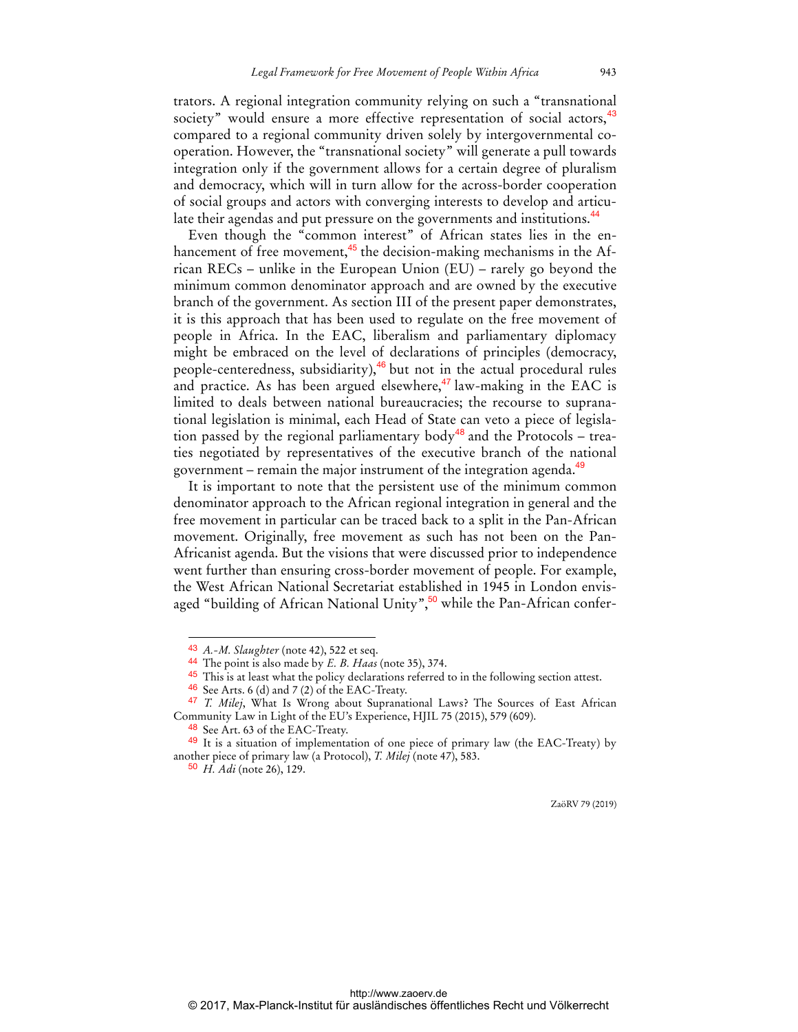trators. A regional integration community relying on such a "transnational society" would ensure a more effective representation of social actors,[43] compared to a regional community driven solely by intergovernmental cooperation. However, the "transnational society" will generate a pull towards integration only if the government allows for a certain degree of pluralism and democracy, which will in turn allow for the across-border cooperation of social groups and actors with converging interests to develop and articulate their agendas and put pressure on the governments and institutions.[44]

Even though the "common interest" of African states lies in the enhancement of free movement,[45] the decision-making mechanisms in the African RECs – unlike in the European Union (EU) – rarely go beyond the minimum common denominator approach and are owned by the executive branch of the government. As section III of the present paper demonstrates, it is this approach that has been used to regulate on the free movement of people in Africa. In the EAC, liberalism and parliamentary diplomacy might be embraced on the level of declarations of principles (democracy, people-centeredness, subsidiarity),[46] but not in the actual procedural rules and practice. As has been argued elsewhere,[47] law-making in the EAC is limited to deals between national bureaucracies; the recourse to supranational legislation is minimal, each Head of State can veto a piece of legislation passed by the regional parliamentary body[48] and the Protocols – treaties negotiated by representatives of the executive branch of the national government – remain the major instrument of the integration agenda.[49]

It is important to note that the persistent use of the minimum common denominator approach to the African regional integration in general and the free movement in particular can be traced back to a split in the Pan-African movement. Originally, free movement as such has not been on the Pan-Africanist agenda. But the visions that were discussed prior to independence went further than ensuring cross-border movement of people. For example, the West African National Secretariat established in 1945 in London envisaged "building of African National Unity",[50] while the Pan-African confer-

---

43 *A.-M. Slaughter* (note 42), 522 et seq.

44 The point is also made by *E. B. Haas* (note 35), 374.

45 This is at least what the policy declarations referred to in the following section attest.

46 See Arts. 6 (d) and 7 (2) of the EAC-Treaty.

47 *T. Milej*, What Is Wrong about Supranational Laws? The Sources of East African Community Law in Light of the EU's Experience, HJIL 75 (2015), 579 (609).

48 See Art. 63 of the EAC-Treaty.

49 It is a situation of implementation of one piece of primary law (the EAC-Treaty) by another piece of primary law (a Protocol), *T. Milej* (note 47), 583.

50 *H. Adi* (note 26), 129.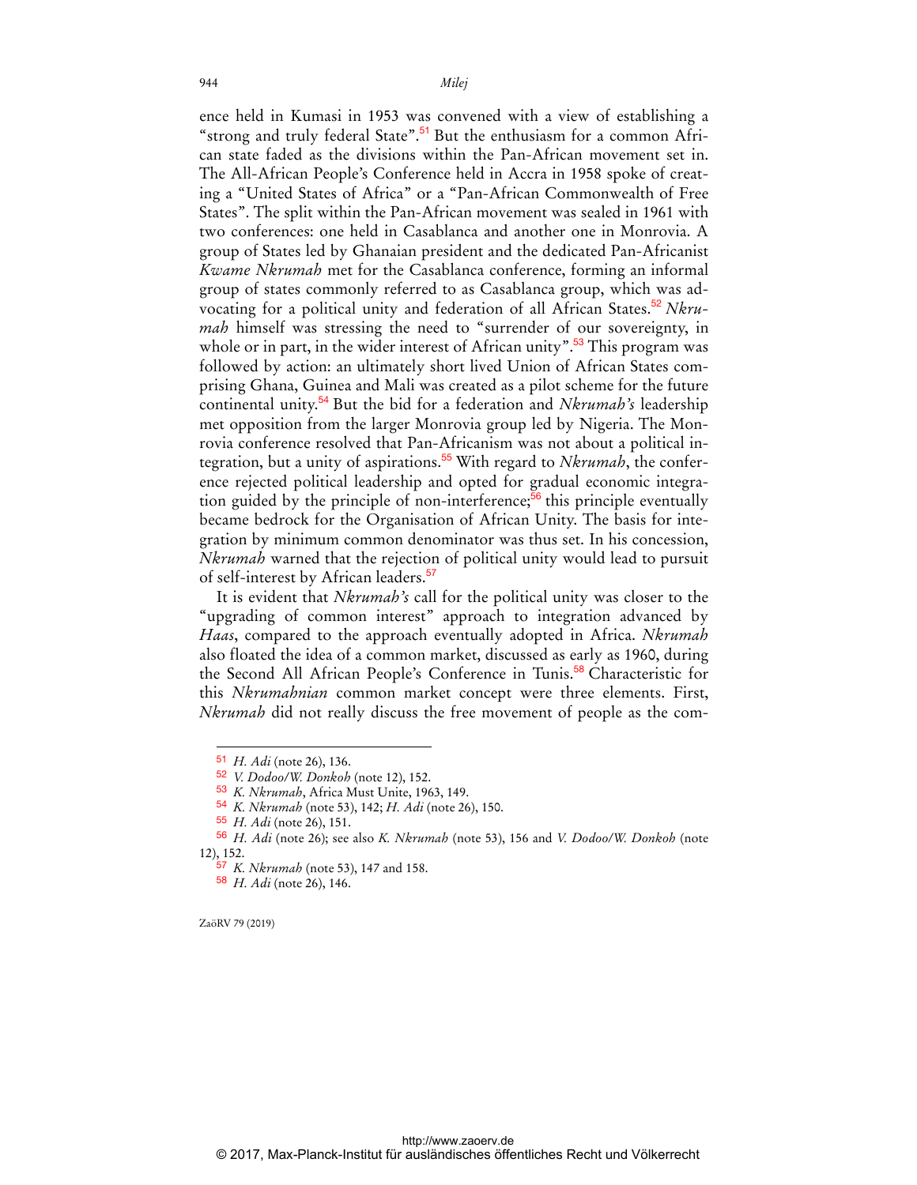ence held in Kumasi in 1953 was convened with a view of establishing a "strong and truly federal State".[51] But the enthusiasm for a common African state faded as the divisions within the Pan-African movement set in. The All-African People's Conference held in Accra in 1958 spoke of creating a "United States of Africa" or a "Pan-African Commonwealth of Free States". The split within the Pan-African movement was sealed in 1961 with two conferences: one held in Casablanca and another one in Monrovia. A group of States led by Ghanaian president and the dedicated Pan-Africanist *Kwame Nkrumah* met for the Casablanca conference, forming an informal group of states commonly referred to as Casablanca group, which was advocating for a political unity and federation of all African States.[52] *Nkrumah* himself was stressing the need to "surrender of our sovereignty, in whole or in part, in the wider interest of African unity".[53] This program was followed by action: an ultimately short lived Union of African States comprising Ghana, Guinea and Mali was created as a pilot scheme for the future continental unity.[54] But the bid for a federation and *Nkrumah's* leadership met opposition from the larger Monrovia group led by Nigeria. The Monrovia conference resolved that Pan-Africanism was not about a political integration, but a unity of aspirations.[55] With regard to *Nkrumah*, the conference rejected political leadership and opted for gradual economic integration guided by the principle of non-interference;[56] this principle eventually became bedrock for the Organisation of African Unity. The basis for integration by minimum common denominator was thus set. In his concession, *Nkrumah* warned that the rejection of political unity would lead to pursuit of self-interest by African leaders.[57]

It is evident that *Nkrumah's* call for the political unity was closer to the "upgrading of common interest" approach to integration advanced by *Haas*, compared to the approach eventually adopted in Africa. *Nkrumah* also floated the idea of a common market, discussed as early as 1960, during the Second All African People's Conference in Tunis.[58] Characteristic for this *Nkrumahnian* common market concept were three elements. First, *Nkrumah* did not really discuss the free movement of people as the com-

---

[51] *H. Adi* (note 26), 136.

[52] *V. Dodoo/W. Donkoh* (note 12), 152.

[53] *K. Nkrumah*, Africa Must Unite, 1963, 149.

[54] *K. Nkrumah* (note 53), 142; *H. Adi* (note 26), 150.

[55] *H. Adi* (note 26), 151.

[56] *H. Adi* (note 26); see also *K. Nkrumah* (note 53), 156 and *V. Dodoo/W. Donkoh* (note 12), 152.

[57] *K. Nkrumah* (note 53), 147 and 158.

[58] *H. Adi* (note 26), 146.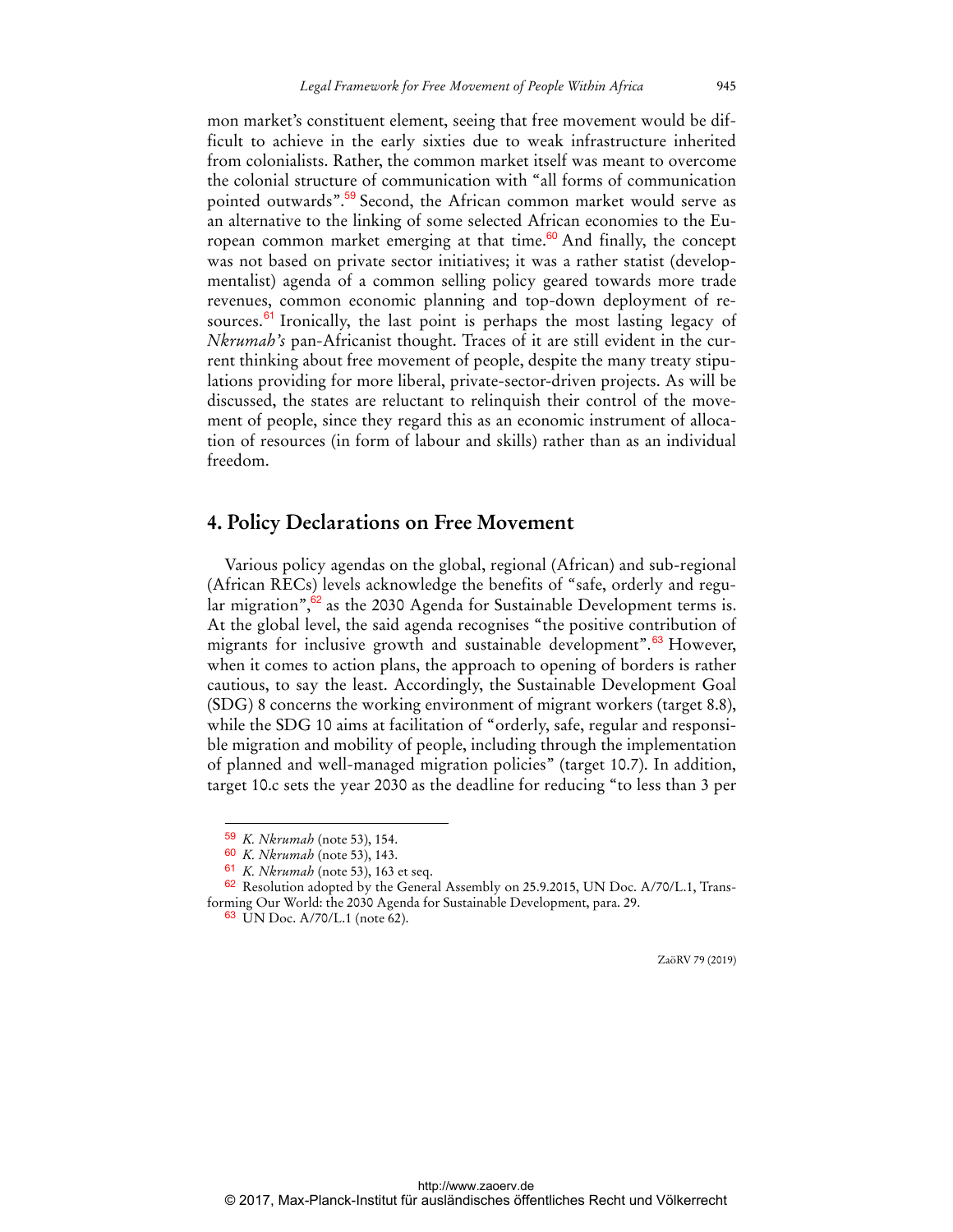mon market's constituent element, seeing that free movement would be difficult to achieve in the early sixties due to weak infrastructure inherited from colonialists. Rather, the common market itself was meant to overcome the colonial structure of communication with "all forms of communication pointed outwards".[59] Second, the African common market would serve as an alternative to the linking of some selected African economies to the European common market emerging at that time.[60] And finally, the concept was not based on private sector initiatives; it was a rather statist (developmentalist) agenda of a common selling policy geared towards more trade revenues, common economic planning and top-down deployment of resources.[61] Ironically, the last point is perhaps the most lasting legacy of *Nkrumah's* pan-Africanist thought. Traces of it are still evident in the current thinking about free movement of people, despite the many treaty stipulations providing for more liberal, private-sector-driven projects. As will be discussed, the states are reluctant to relinquish their control of the movement of people, since they regard this as an economic instrument of allocation of resources (in form of labour and skills) rather than as an individual freedom.

## 4. Policy Declarations on Free Movement

Various policy agendas on the global, regional (African) and sub-regional (African RECs) levels acknowledge the benefits of "safe, orderly and regular migration",[62] as the 2030 Agenda for Sustainable Development terms is. At the global level, the said agenda recognises "the positive contribution of migrants for inclusive growth and sustainable development".[63] However, when it comes to action plans, the approach to opening of borders is rather cautious, to say the least. Accordingly, the Sustainable Development Goal (SDG) 8 concerns the working environment of migrant workers (target 8.8), while the SDG 10 aims at facilitation of "orderly, safe, regular and responsible migration and mobility of people, including through the implementation of planned and well-managed migration policies" (target 10.7). In addition, target 10.c sets the year 2030 as the deadline for reducing "to less than 3 per

---

[59] *K. Nkrumah* (note 53), 154.

[60] *K. Nkrumah* (note 53), 143.

[61] *K. Nkrumah* (note 53), 163 et seq.

[62] Resolution adopted by the General Assembly on 25.9.2015, UN Doc. A/70/L.1, Transforming Our World: the 2030 Agenda for Sustainable Development, para. 29.

[63] UN Doc. A/70/L.1 (note 62).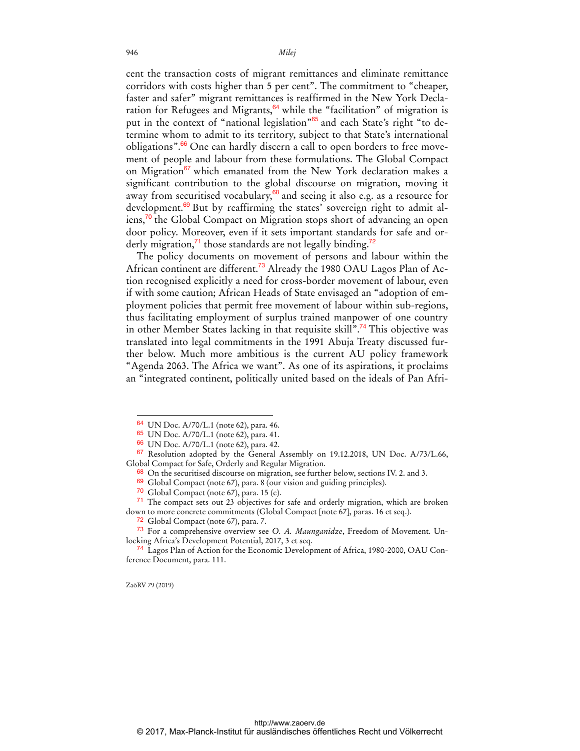cent the transaction costs of migrant remittances and eliminate remittance corridors with costs higher than 5 per cent". The commitment to "cheaper, faster and safer" migrant remittances is reaffirmed in the New York Declaration for Refugees and Migrants,[64] while the "facilitation" of migration is put in the context of "national legislation"[65] and each State's right "to determine whom to admit to its territory, subject to that State's international obligations".[66] One can hardly discern a call to open borders to free movement of people and labour from these formulations. The Global Compact on Migration[67] which emanated from the New York declaration makes a significant contribution to the global discourse on migration, moving it away from securitised vocabulary,[68] and seeing it also e.g. as a resource for development.[69] But by reaffirming the states' sovereign right to admit aliens,[70] the Global Compact on Migration stops short of advancing an open door policy. Moreover, even if it sets important standards for safe and orderly migration,[71] those standards are not legally binding.[72]

The policy documents on movement of persons and labour within the African continent are different.[73] Already the 1980 OAU Lagos Plan of Action recognised explicitly a need for cross-border movement of labour, even if with some caution; African Heads of State envisaged an "adoption of employment policies that permit free movement of labour within sub-regions, thus facilitating employment of surplus trained manpower of one country in other Member States lacking in that requisite skill".[74] This objective was translated into legal commitments in the 1991 Abuja Treaty discussed further below. Much more ambitious is the current AU policy framework "Agenda 2063. The Africa we want". As one of its aspirations, it proclaims an "integrated continent, politically united based on the ideals of Pan Afri-

---

[64] UN Doc. A/70/L.1 (note 62), para. 46.

[65] UN Doc. A/70/L.1 (note 62), para. 41.

[66] UN Doc. A/70/L.1 (note 62), para. 42.

[67] Resolution adopted by the General Assembly on 19.12.2018, UN Doc. A/73/L.66, Global Compact for Safe, Orderly and Regular Migration.

[68] On the securitised discourse on migration, see further below, sections IV. 2. and 3.

[69] Global Compact (note 67), para. 8 (our vision and guiding principles).

[70] Global Compact (note 67), para. 15 (c).

[71] The compact sets out 23 objectives for safe and orderly migration, which are broken down to more concrete commitments (Global Compact [note 67], paras. 16 et seq.).

[72] Global Compact (note 67), para. 7.

[73] For a comprehensive overview see *O. A. Maunganidze*, Freedom of Movement. Unlocking Africa's Development Potential, 2017, 3 et seq.

[74] Lagos Plan of Action for the Economic Development of Africa, 1980-2000, OAU Conference Document, para. 111.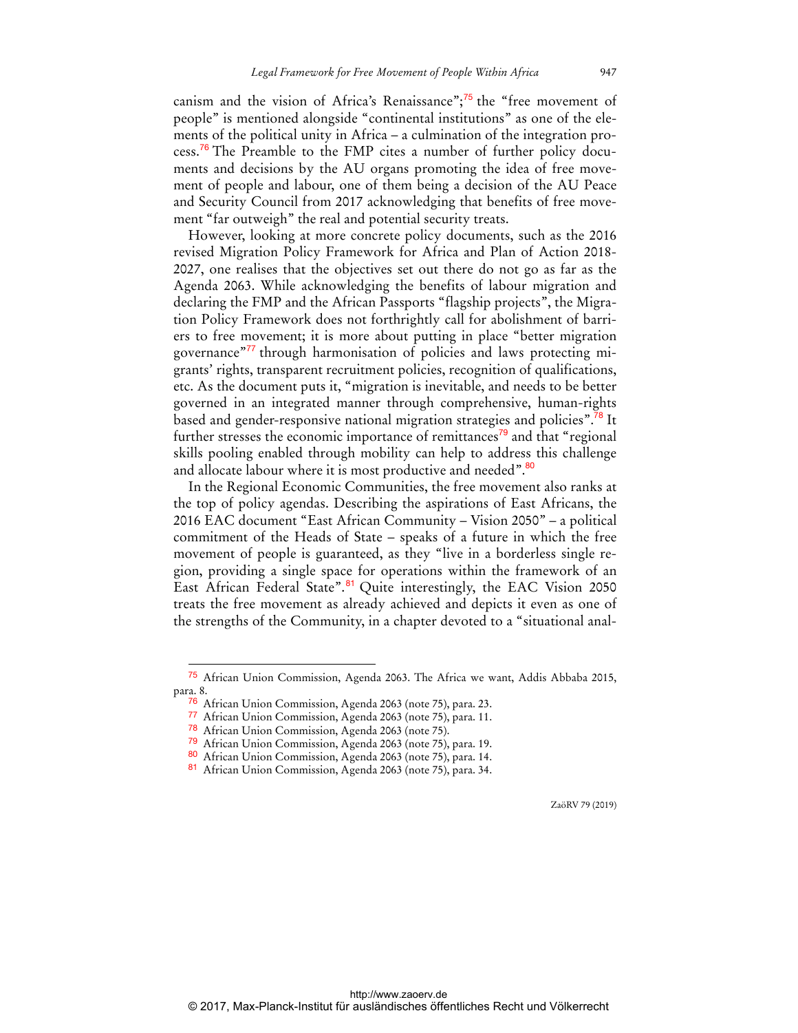canism and the vision of Africa's Renaissance";[75] the "free movement of people" is mentioned alongside "continental institutions" as one of the elements of the political unity in Africa – a culmination of the integration process.[76] The Preamble to the FMP cites a number of further policy documents and decisions by the AU organs promoting the idea of free movement of people and labour, one of them being a decision of the AU Peace and Security Council from 2017 acknowledging that benefits of free movement "far outweigh" the real and potential security treats.

However, looking at more concrete policy documents, such as the 2016 revised Migration Policy Framework for Africa and Plan of Action 2018-2027, one realises that the objectives set out there do not go as far as the Agenda 2063. While acknowledging the benefits of labour migration and declaring the FMP and the African Passports "flagship projects", the Migration Policy Framework does not forthrightly call for abolishment of barriers to free movement; it is more about putting in place "better migration governance"[77] through harmonisation of policies and laws protecting migrants' rights, transparent recruitment policies, recognition of qualifications, etc. As the document puts it, "migration is inevitable, and needs to be better governed in an integrated manner through comprehensive, human-rights based and gender-responsive national migration strategies and policies".[78] It further stresses the economic importance of remittances[79] and that "regional skills pooling enabled through mobility can help to address this challenge and allocate labour where it is most productive and needed".[80]

In the Regional Economic Communities, the free movement also ranks at the top of policy agendas. Describing the aspirations of East Africans, the 2016 EAC document "East African Community – Vision 2050" – a political commitment of the Heads of State – speaks of a future in which the free movement of people is guaranteed, as they "live in a borderless single region, providing a single space for operations within the framework of an East African Federal State".[81] Quite interestingly, the EAC Vision 2050 treats the free movement as already achieved and depicts it even as one of the strengths of the Community, in a chapter devoted to a "situational anal-

---

[75] African Union Commission, Agenda 2063. The Africa we want, Addis Abbaba 2015, para. 8.

[76] African Union Commission, Agenda 2063 (note 75), para. 23.

[77] African Union Commission, Agenda 2063 (note 75), para. 11.

[78] African Union Commission, Agenda 2063 (note 75).

[79] African Union Commission, Agenda 2063 (note 75), para. 19.

[80] African Union Commission, Agenda 2063 (note 75), para. 14.

[81] African Union Commission, Agenda 2063 (note 75), para. 34.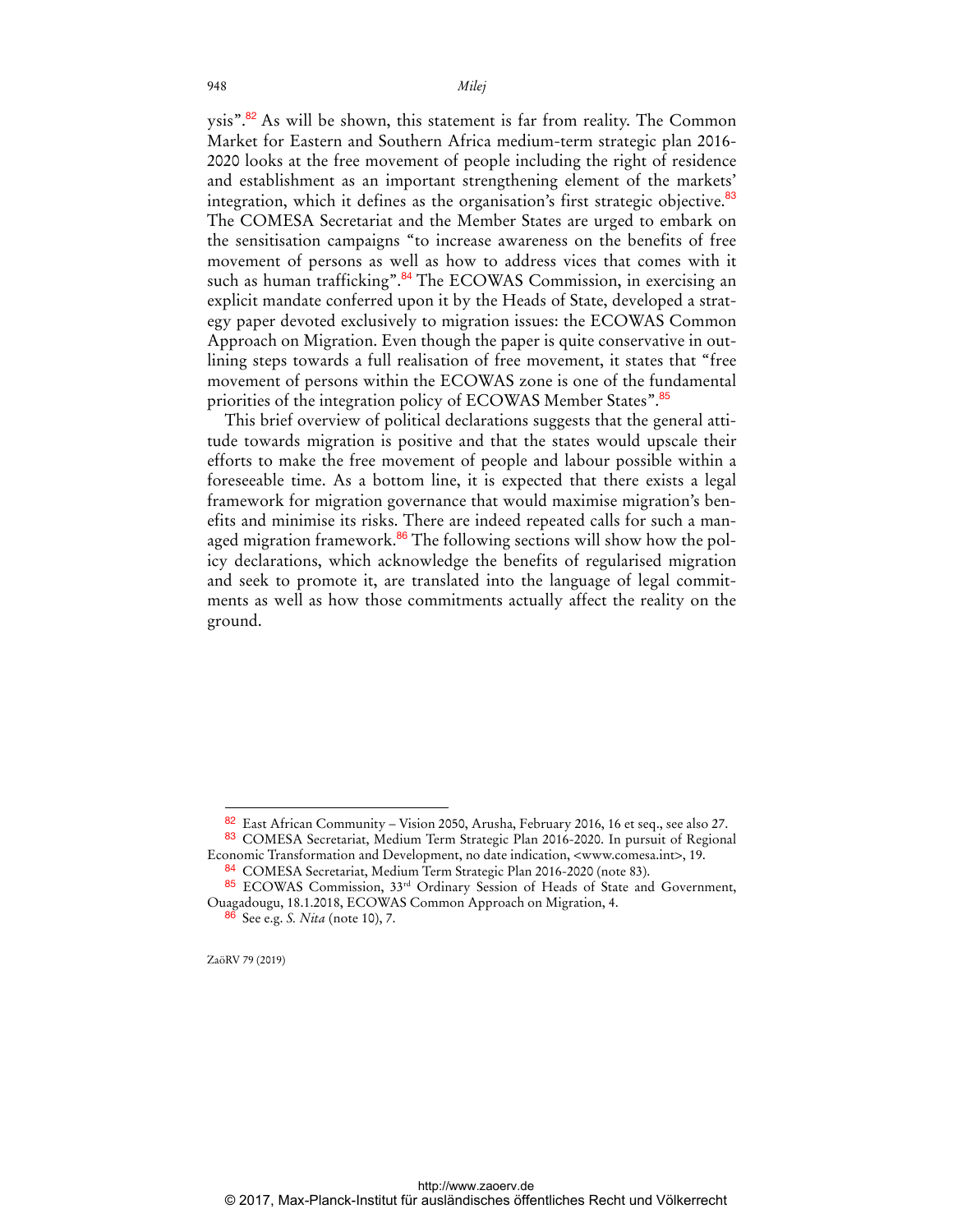ysis".[82] As will be shown, this statement is far from reality. The Common Market for Eastern and Southern Africa medium-term strategic plan 2016-2020 looks at the free movement of people including the right of residence and establishment as an important strengthening element of the markets' integration, which it defines as the organisation's first strategic objective.[83] The COMESA Secretariat and the Member States are urged to embark on the sensitisation campaigns "to increase awareness on the benefits of free movement of persons as well as how to address vices that comes with it such as human trafficking".[84] The ECOWAS Commission, in exercising an explicit mandate conferred upon it by the Heads of State, developed a strategy paper devoted exclusively to migration issues: the ECOWAS Common Approach on Migration. Even though the paper is quite conservative in outlining steps towards a full realisation of free movement, it states that "free movement of persons within the ECOWAS zone is one of the fundamental priorities of the integration policy of ECOWAS Member States".[85]

This brief overview of political declarations suggests that the general attitude towards migration is positive and that the states would upscale their efforts to make the free movement of people and labour possible within a foreseeable time. As a bottom line, it is expected that there exists a legal framework for migration governance that would maximise migration's benefits and minimise its risks. There are indeed repeated calls for such a managed migration framework.[86] The following sections will show how the policy declarations, which acknowledge the benefits of regularised migration and seek to promote it, are translated into the language of legal commitments as well as how those commitments actually affect the reality on the ground.

---

[82] East African Community – Vision 2050, Arusha, February 2016, 16 et seq., see also 27.

[83] COMESA Secretariat, Medium Term Strategic Plan 2016-2020. In pursuit of Regional Economic Transformation and Development, no date indication, <www.comesa.int>, 19.

[84] COMESA Secretariat, Medium Term Strategic Plan 2016-2020 (note 83).

[85] ECOWAS Commission, 33rd Ordinary Session of Heads of State and Government, Ouagadougu, 18.1.2018, ECOWAS Common Approach on Migration, 4.

[86] See e.g. *S. Nita* (note 10), 7.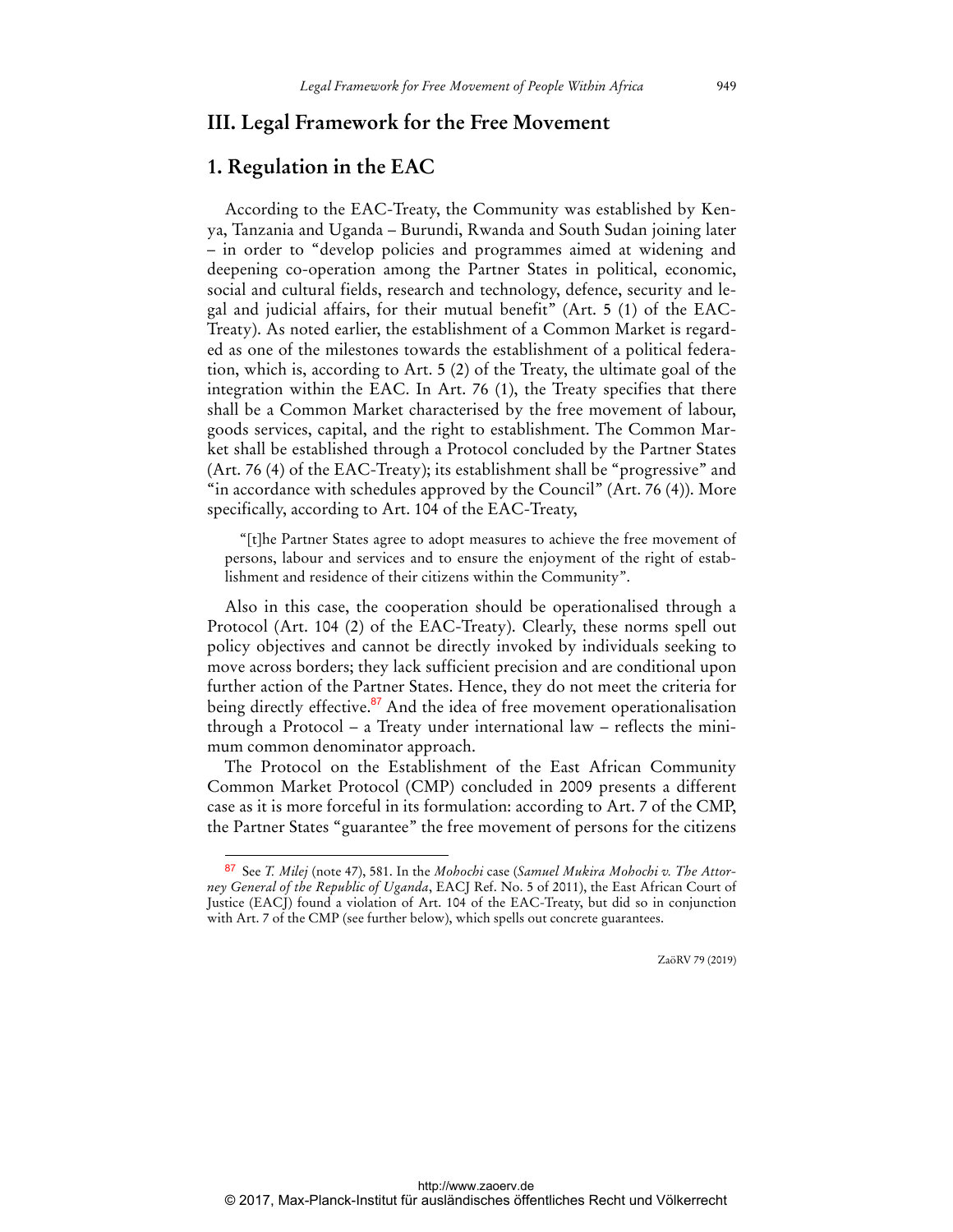## III. Legal Framework for the Free Movement

### 1. Regulation in the EAC

According to the EAC-Treaty, the Community was established by Kenya, Tanzania and Uganda – Burundi, Rwanda and South Sudan joining later – in order to "develop policies and programmes aimed at widening and deepening co-operation among the Partner States in political, economic, social and cultural fields, research and technology, defence, security and legal and judicial affairs, for their mutual benefit" (Art. 5 (1) of the EAC-Treaty). As noted earlier, the establishment of a Common Market is regarded as one of the milestones towards the establishment of a political federation, which is, according to Art. 5 (2) of the Treaty, the ultimate goal of the integration within the EAC. In Art. 76 (1), the Treaty specifies that there shall be a Common Market characterised by the free movement of labour, goods services, capital, and the right to establishment. The Common Market shall be established through a Protocol concluded by the Partner States (Art. 76 (4) of the EAC-Treaty); its establishment shall be "progressive" and "in accordance with schedules approved by the Council" (Art. 76 (4)). More specifically, according to Art. 104 of the EAC-Treaty,

> "[t]he Partner States agree to adopt measures to achieve the free movement of persons, labour and services and to ensure the enjoyment of the right of establishment and residence of their citizens within the Community".

Also in this case, the cooperation should be operationalised through a Protocol (Art. 104 (2) of the EAC-Treaty). Clearly, these norms spell out policy objectives and cannot be directly invoked by individuals seeking to move across borders; they lack sufficient precision and are conditional upon further action of the Partner States. Hence, they do not meet the criteria for being directly effective.[87] And the idea of free movement operationalisation through a Protocol – a Treaty under international law – reflects the minimum common denominator approach.

The Protocol on the Establishment of the East African Community Common Market Protocol (CMP) concluded in 2009 presents a different case as it is more forceful in its formulation: according to Art. 7 of the CMP, the Partner States "guarantee" the free movement of persons for the citizens

---

[87] See *T. Milej* (note 47), 581. In the *Mohochi* case (*Samuel Mukira Mohochi v. The Attorney General of the Republic of Uganda*, EACJ Ref. No. 5 of 2011), the East African Court of Justice (EACJ) found a violation of Art. 104 of the EAC-Treaty, but did so in conjunction with Art. 7 of the CMP (see further below), which spells out concrete guarantees.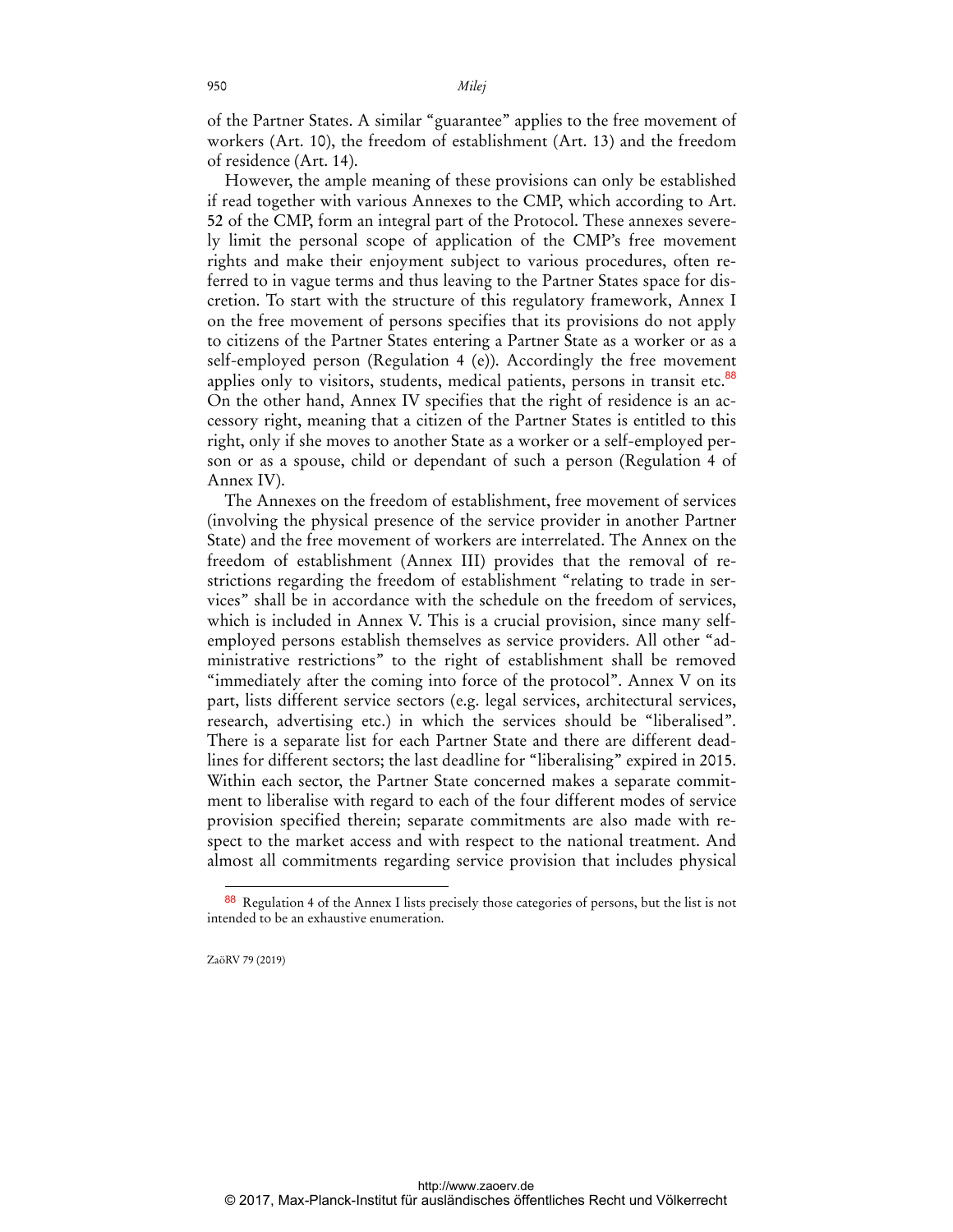of the Partner States. A similar "guarantee" applies to the free movement of workers (Art. 10), the freedom of establishment (Art. 13) and the freedom of residence (Art. 14).

However, the ample meaning of these provisions can only be established if read together with various Annexes to the CMP, which according to Art. 52 of the CMP, form an integral part of the Protocol. These annexes severely limit the personal scope of application of the CMP's free movement rights and make their enjoyment subject to various procedures, often referred to in vague terms and thus leaving to the Partner States space for discretion. To start with the structure of this regulatory framework, Annex I on the free movement of persons specifies that its provisions do not apply to citizens of the Partner States entering a Partner State as a worker or as a self-employed person (Regulation 4 (e)). Accordingly the free movement applies only to visitors, students, medical patients, persons in transit etc.[88] On the other hand, Annex IV specifies that the right of residence is an accessory right, meaning that a citizen of the Partner States is entitled to this right, only if she moves to another State as a worker or a self-employed person or as a spouse, child or dependant of such a person (Regulation 4 of Annex IV).

The Annexes on the freedom of establishment, free movement of services (involving the physical presence of the service provider in another Partner State) and the free movement of workers are interrelated. The Annex on the freedom of establishment (Annex III) provides that the removal of restrictions regarding the freedom of establishment "relating to trade in services" shall be in accordance with the schedule on the freedom of services, which is included in Annex V. This is a crucial provision, since many self-employed persons establish themselves as service providers. All other "administrative restrictions" to the right of establishment shall be removed "immediately after the coming into force of the protocol". Annex V on its part, lists different service sectors (e.g. legal services, architectural services, research, advertising etc.) in which the services should be "liberalised". There is a separate list for each Partner State and there are different deadlines for different sectors; the last deadline for "liberalising" expired in 2015. Within each sector, the Partner State concerned makes a separate commitment to liberalise with regard to each of the four different modes of service provision specified therein; separate commitments are also made with respect to the market access and with respect to the national treatment. And almost all commitments regarding service provision that includes physical

[88] Regulation 4 of the Annex I lists precisely those categories of persons, but the list is not intended to be an exhaustive enumeration.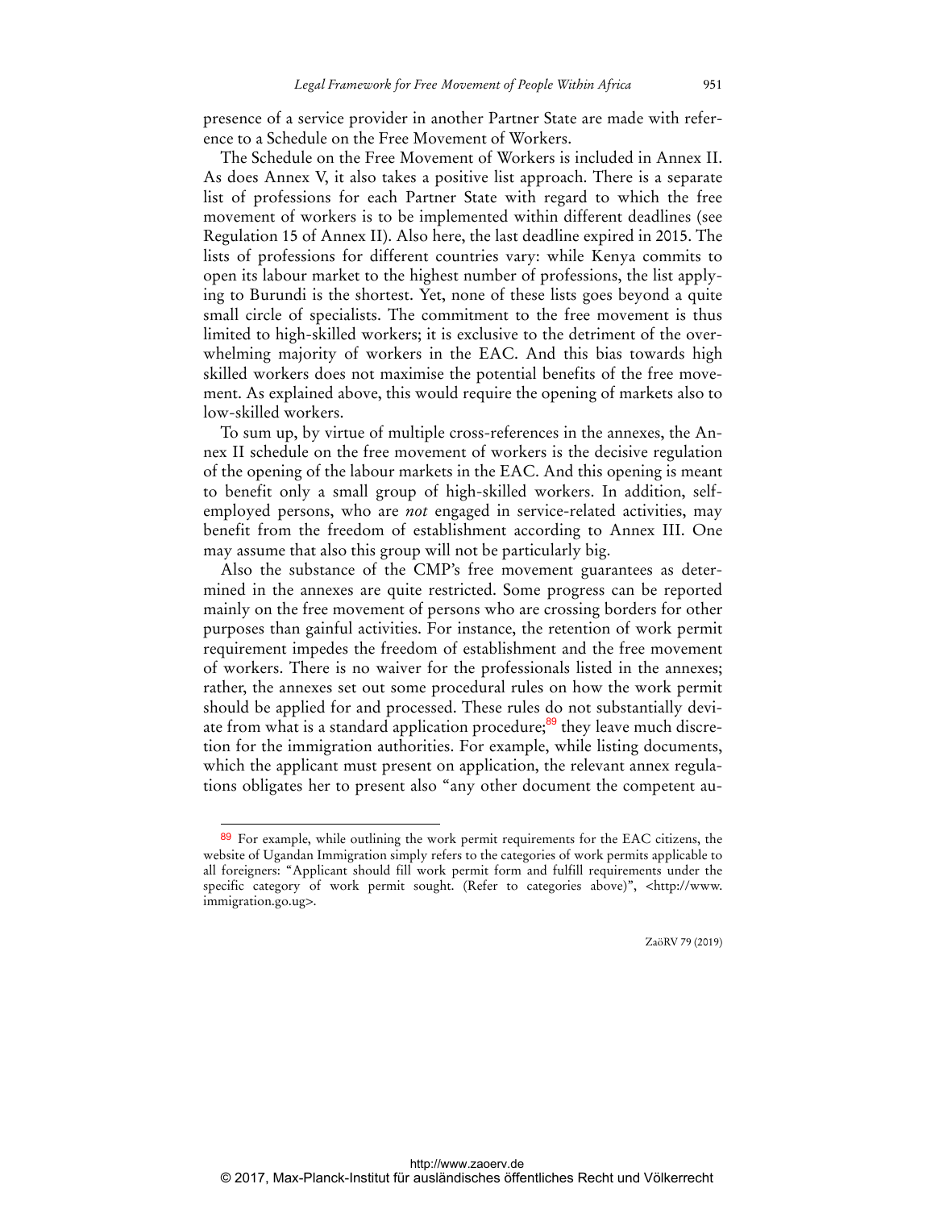presence of a service provider in another Partner State are made with reference to a Schedule on the Free Movement of Workers.

The Schedule on the Free Movement of Workers is included in Annex II. As does Annex V, it also takes a positive list approach. There is a separate list of professions for each Partner State with regard to which the free movement of workers is to be implemented within different deadlines (see Regulation 15 of Annex II). Also here, the last deadline expired in 2015. The lists of professions for different countries vary: while Kenya commits to open its labour market to the highest number of professions, the list applying to Burundi is the shortest. Yet, none of these lists goes beyond a quite small circle of specialists. The commitment to the free movement is thus limited to high-skilled workers; it is exclusive to the detriment of the overwhelming majority of workers in the EAC. And this bias towards high skilled workers does not maximise the potential benefits of the free movement. As explained above, this would require the opening of markets also to low-skilled workers.

To sum up, by virtue of multiple cross-references in the annexes, the Annex II schedule on the free movement of workers is the decisive regulation of the opening of the labour markets in the EAC. And this opening is meant to benefit only a small group of high-skilled workers. In addition, self-employed persons, who are *not* engaged in service-related activities, may benefit from the freedom of establishment according to Annex III. One may assume that also this group will not be particularly big.

Also the substance of the CMP's free movement guarantees as determined in the annexes are quite restricted. Some progress can be reported mainly on the free movement of persons who are crossing borders for other purposes than gainful activities. For instance, the retention of work permit requirement impedes the freedom of establishment and the free movement of workers. There is no waiver for the professionals listed in the annexes; rather, the annexes set out some procedural rules on how the work permit should be applied for and processed. These rules do not substantially deviate from what is a standard application procedure;[89] they leave much discretion for the immigration authorities. For example, while listing documents, which the applicant must present on application, the relevant annex regulations obligates her to present also "any other document the competent au-

[89] For example, while outlining the work permit requirements for the EAC citizens, the website of Ugandan Immigration simply refers to the categories of work permits applicable to all foreigners: "Applicant should fill work permit form and fulfill requirements under the specific category of work permit sought. (Refer to categories above)", <http://www.immigration.go.ug>.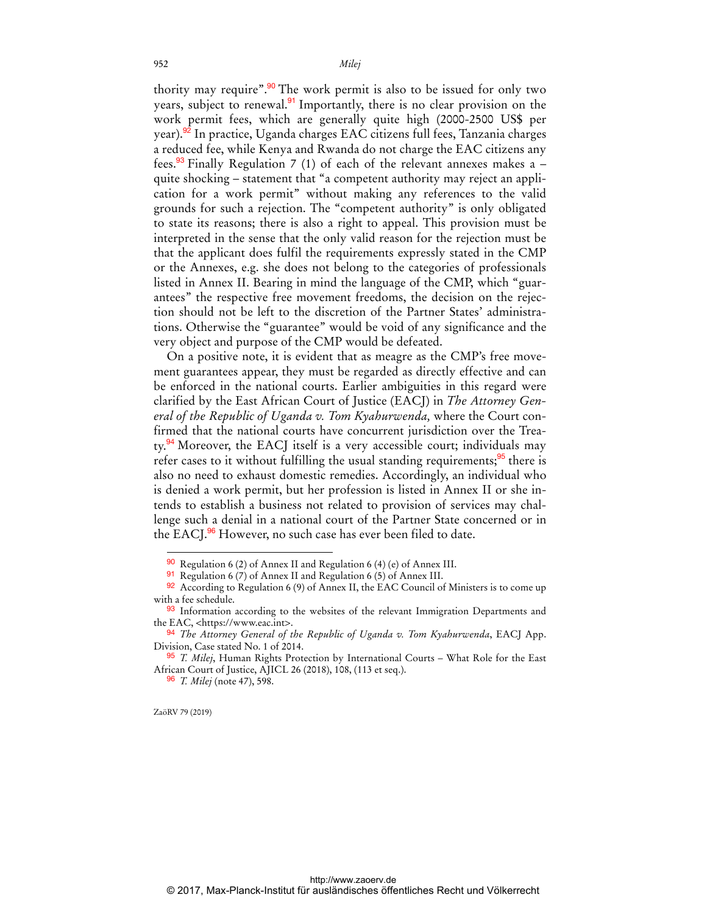thority may require".[90] The work permit is also to be issued for only two years, subject to renewal.[91] Importantly, there is no clear provision on the work permit fees, which are generally quite high (2000-2500 US$ per year).[92] In practice, Uganda charges EAC citizens full fees, Tanzania charges a reduced fee, while Kenya and Rwanda do not charge the EAC citizens any fees.[93] Finally Regulation 7 (1) of each of the relevant annexes makes a – quite shocking – statement that "a competent authority may reject an application for a work permit" without making any references to the valid grounds for such a rejection. The "competent authority" is only obligated to state its reasons; there is also a right to appeal. This provision must be interpreted in the sense that the only valid reason for the rejection must be that the applicant does fulfil the requirements expressly stated in the CMP or the Annexes, e.g. she does not belong to the categories of professionals listed in Annex II. Bearing in mind the language of the CMP, which "guarantees" the respective free movement freedoms, the decision on the rejection should not be left to the discretion of the Partner States' administrations. Otherwise the "guarantee" would be void of any significance and the very object and purpose of the CMP would be defeated.

On a positive note, it is evident that as meagre as the CMP's free movement guarantees appear, they must be regarded as directly effective and can be enforced in the national courts. Earlier ambiguities in this regard were clarified by the East African Court of Justice (EACJ) in *The Attorney General of the Republic of Uganda v. Tom Kyahurwenda,* where the Court confirmed that the national courts have concurrent jurisdiction over the Treaty.[94] Moreover, the EACJ itself is a very accessible court; individuals may refer cases to it without fulfilling the usual standing requirements;[95] there is also no need to exhaust domestic remedies. Accordingly, an individual who is denied a work permit, but her profession is listed in Annex II or she intends to establish a business not related to provision of services may challenge such a denial in a national court of the Partner State concerned or in the EACJ.[96] However, no such case has ever been filed to date.

---

[90] Regulation 6 (2) of Annex II and Regulation 6 (4) (e) of Annex III.

[91] Regulation 6 (7) of Annex II and Regulation 6 (5) of Annex III.

[92] According to Regulation 6 (9) of Annex II, the EAC Council of Ministers is to come up with a fee schedule.

[93] Information according to the websites of the relevant Immigration Departments and the EAC, <https://www.eac.int>.

[94] *The Attorney General of the Republic of Uganda v. Tom Kyahurwenda*, EACJ App. Division, Case stated No. 1 of 2014.

[95] *T. Milej*, Human Rights Protection by International Courts – What Role for the East African Court of Justice, AJICL 26 (2018), 108, (113 et seq.).

[96] *T. Milej* (note 47), 598.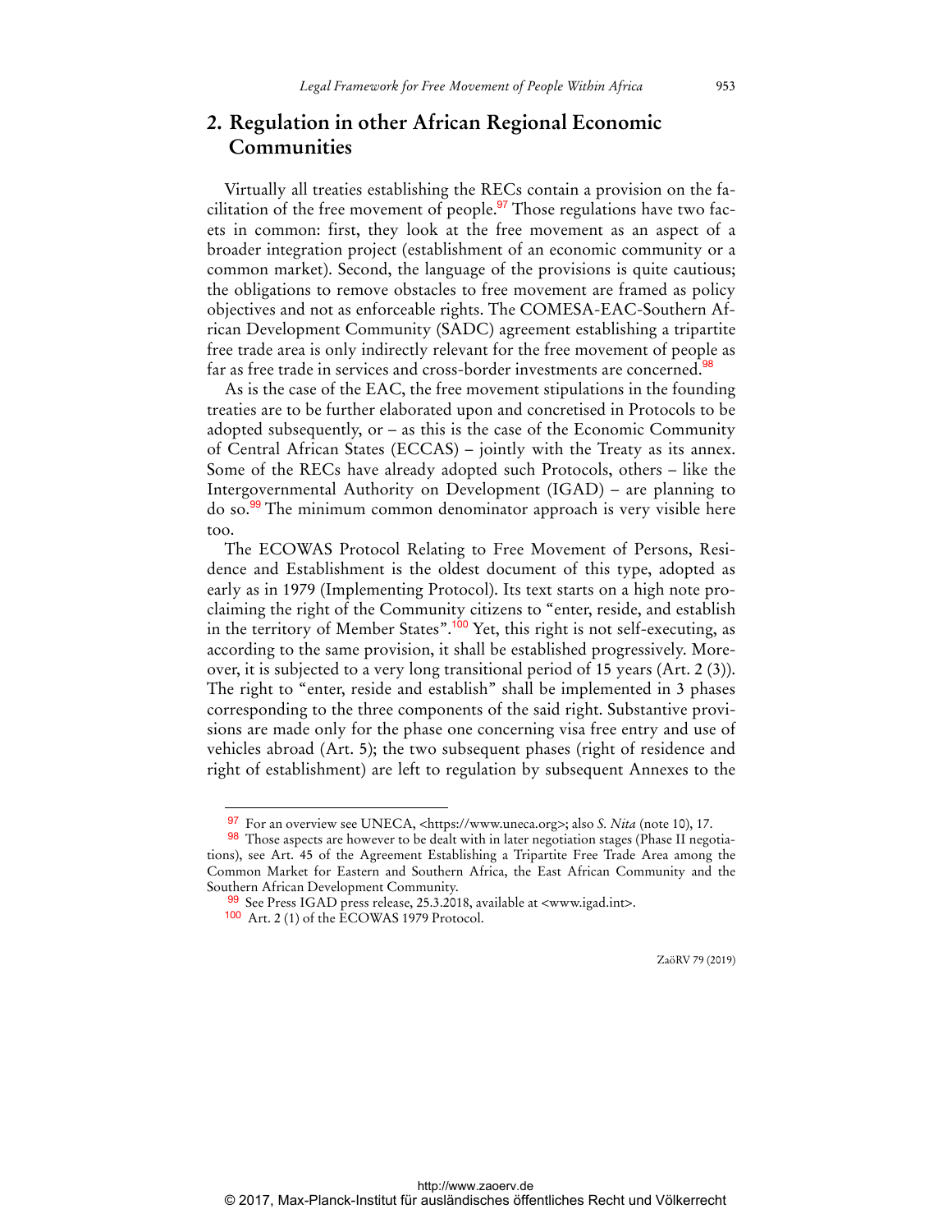## 2. Regulation in other African Regional Economic Communities

Virtually all treaties establishing the RECs contain a provision on the facilitation of the free movement of people.[97] Those regulations have two facets in common: first, they look at the free movement as an aspect of a broader integration project (establishment of an economic community or a common market). Second, the language of the provisions is quite cautious; the obligations to remove obstacles to free movement are framed as policy objectives and not as enforceable rights. The COMESA-EAC-Southern African Development Community (SADC) agreement establishing a tripartite free trade area is only indirectly relevant for the free movement of people as far as free trade in services and cross-border investments are concerned.[98]

As is the case of the EAC, the free movement stipulations in the founding treaties are to be further elaborated upon and concretised in Protocols to be adopted subsequently, or – as this is the case of the Economic Community of Central African States (ECCAS) – jointly with the Treaty as its annex. Some of the RECs have already adopted such Protocols, others – like the Intergovernmental Authority on Development (IGAD) – are planning to do so.[99] The minimum common denominator approach is very visible here too.

The ECOWAS Protocol Relating to Free Movement of Persons, Residence and Establishment is the oldest document of this type, adopted as early as in 1979 (Implementing Protocol). Its text starts on a high note proclaiming the right of the Community citizens to "enter, reside, and establish in the territory of Member States".[100] Yet, this right is not self-executing, as according to the same provision, it shall be established progressively. Moreover, it is subjected to a very long transitional period of 15 years (Art. 2 (3)). The right to "enter, reside and establish" shall be implemented in 3 phases corresponding to the three components of the said right. Substantive provisions are made only for the phase one concerning visa free entry and use of vehicles abroad (Art. 5); the two subsequent phases (right of residence and right of establishment) are left to regulation by subsequent Annexes to the

---

[97] For an overview see UNECA, <https://www.uneca.org>; also *S. Nita* (note 10), 17.

[98] Those aspects are however to be dealt with in later negotiation stages (Phase II negotiations), see Art. 45 of the Agreement Establishing a Tripartite Free Trade Area among the Common Market for Eastern and Southern Africa, the East African Community and the Southern African Development Community.

[99] See Press IGAD press release, 25.3.2018, available at <www.igad.int>.

[100] Art. 2 (1) of the ECOWAS 1979 Protocol.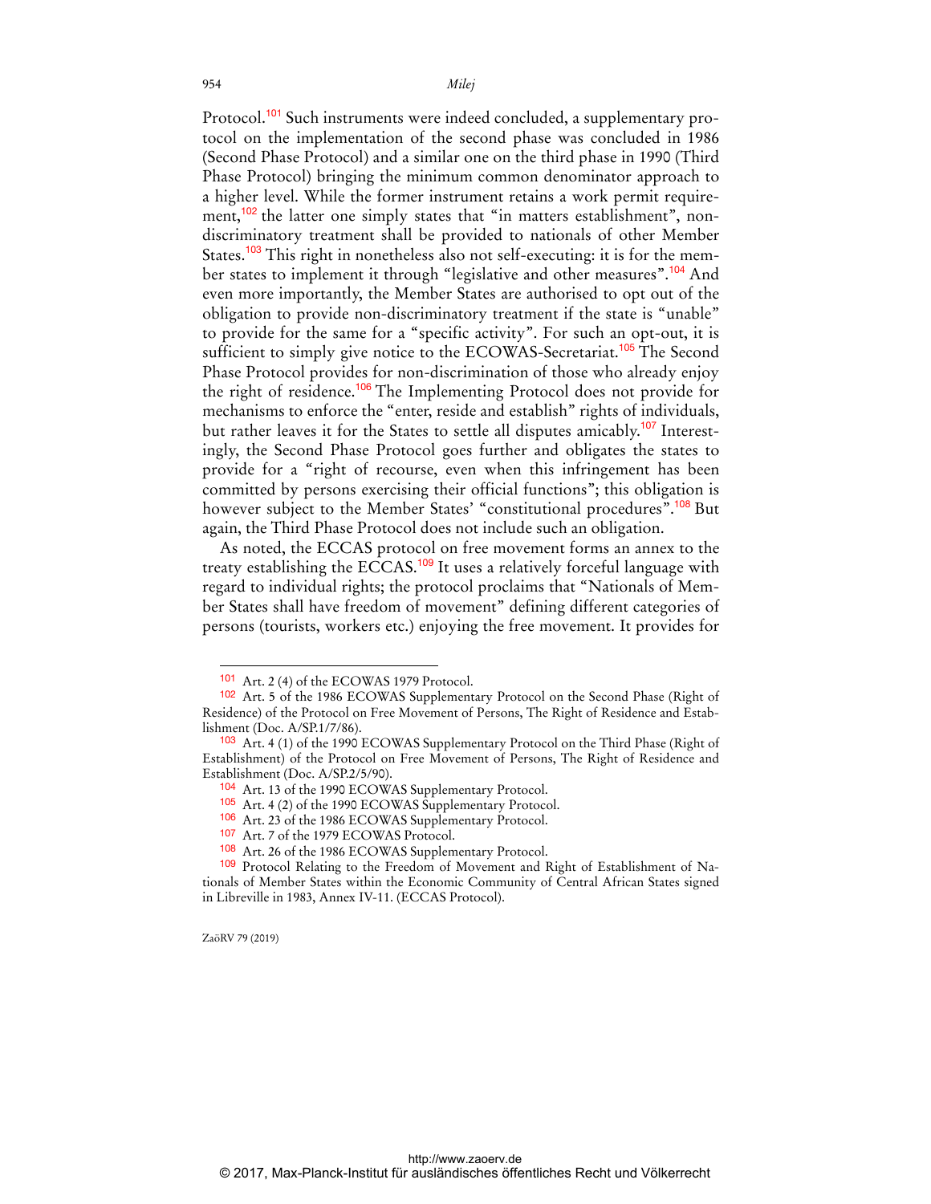Protocol.[101] Such instruments were indeed concluded, a supplementary protocol on the implementation of the second phase was concluded in 1986 (Second Phase Protocol) and a similar one on the third phase in 1990 (Third Phase Protocol) bringing the minimum common denominator approach to a higher level. While the former instrument retains a work permit requirement,[102] the latter one simply states that "in matters establishment", non-discriminatory treatment shall be provided to nationals of other Member States.[103] This right in nonetheless also not self-executing: it is for the member states to implement it through "legislative and other measures".[104] And even more importantly, the Member States are authorised to opt out of the obligation to provide non-discriminatory treatment if the state is "unable" to provide for the same for a "specific activity". For such an opt-out, it is sufficient to simply give notice to the ECOWAS-Secretariat.[105] The Second Phase Protocol provides for non-discrimination of those who already enjoy the right of residence.[106] The Implementing Protocol does not provide for mechanisms to enforce the "enter, reside and establish" rights of individuals, but rather leaves it for the States to settle all disputes amicably.[107] Interestingly, the Second Phase Protocol goes further and obligates the states to provide for a "right of recourse, even when this infringement has been committed by persons exercising their official functions"; this obligation is however subject to the Member States' "constitutional procedures".[108] But again, the Third Phase Protocol does not include such an obligation.

As noted, the ECCAS protocol on free movement forms an annex to the treaty establishing the ECCAS.[109] It uses a relatively forceful language with regard to individual rights; the protocol proclaims that "Nationals of Member States shall have freedom of movement" defining different categories of persons (tourists, workers etc.) enjoying the free movement. It provides for

---

[101] Art. 2 (4) of the ECOWAS 1979 Protocol.

[102] Art. 5 of the 1986 ECOWAS Supplementary Protocol on the Second Phase (Right of Residence) of the Protocol on Free Movement of Persons, The Right of Residence and Establishment (Doc. A/SP.1/7/86).

[103] Art. 4 (1) of the 1990 ECOWAS Supplementary Protocol on the Third Phase (Right of Establishment) of the Protocol on Free Movement of Persons, The Right of Residence and Establishment (Doc. A/SP.2/5/90).

[104] Art. 13 of the 1990 ECOWAS Supplementary Protocol.

[105] Art. 4 (2) of the 1990 ECOWAS Supplementary Protocol.

[106] Art. 23 of the 1986 ECOWAS Supplementary Protocol.

[107] Art. 7 of the 1979 ECOWAS Protocol.

[108] Art. 26 of the 1986 ECOWAS Supplementary Protocol.

[109] Protocol Relating to the Freedom of Movement and Right of Establishment of Nationals of Member States within the Economic Community of Central African States signed in Libreville in 1983, Annex IV-11. (ECCAS Protocol).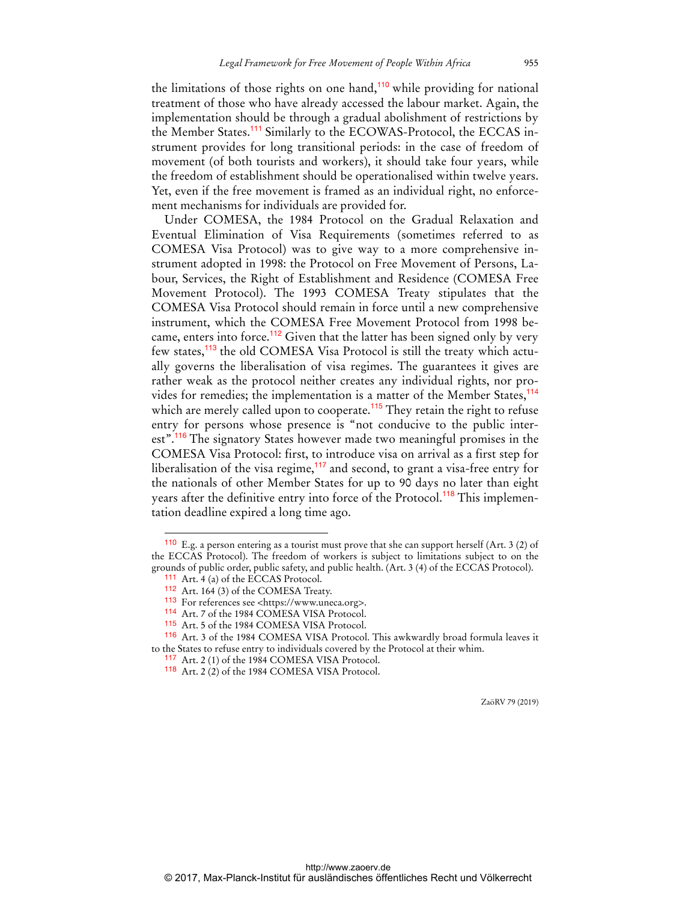the limitations of those rights on one hand,[110] while providing for national treatment of those who have already accessed the labour market. Again, the implementation should be through a gradual abolishment of restrictions by the Member States.[111] Similarly to the ECOWAS-Protocol, the ECCAS instrument provides for long transitional periods: in the case of freedom of movement (of both tourists and workers), it should take four years, while the freedom of establishment should be operationalised within twelve years. Yet, even if the free movement is framed as an individual right, no enforcement mechanisms for individuals are provided for.

Under COMESA, the 1984 Protocol on the Gradual Relaxation and Eventual Elimination of Visa Requirements (sometimes referred to as COMESA Visa Protocol) was to give way to a more comprehensive instrument adopted in 1998: the Protocol on Free Movement of Persons, Labour, Services, the Right of Establishment and Residence (COMESA Free Movement Protocol). The 1993 COMESA Treaty stipulates that the COMESA Visa Protocol should remain in force until a new comprehensive instrument, which the COMESA Free Movement Protocol from 1998 became, enters into force.[112] Given that the latter has been signed only by very few states,[113] the old COMESA Visa Protocol is still the treaty which actually governs the liberalisation of visa regimes. The guarantees it gives are rather weak as the protocol neither creates any individual rights, nor provides for remedies; the implementation is a matter of the Member States,[114] which are merely called upon to cooperate.[115] They retain the right to refuse entry for persons whose presence is "not conducive to the public interest".[116] The signatory States however made two meaningful promises in the COMESA Visa Protocol: first, to introduce visa on arrival as a first step for liberalisation of the visa regime,[117] and second, to grant a visa-free entry for the nationals of other Member States for up to 90 days no later than eight years after the definitive entry into force of the Protocol.[118] This implementation deadline expired a long time ago.

---

110 E.g. a person entering as a tourist must prove that she can support herself (Art. 3 (2) of the ECCAS Protocol). The freedom of workers is subject to limitations subject to on the grounds of public order, public safety, and public health. (Art. 3 (4) of the ECCAS Protocol).

111 Art. 4 (a) of the ECCAS Protocol.

112 Art. 164 (3) of the COMESA Treaty.

113 For references see <https://www.uneca.org>.

114 Art. 7 of the 1984 COMESA VISA Protocol.

115 Art. 5 of the 1984 COMESA VISA Protocol.

116 Art. 3 of the 1984 COMESA VISA Protocol. This awkwardly broad formula leaves it to the States to refuse entry to individuals covered by the Protocol at their whim.

117 Art. 2 (1) of the 1984 COMESA VISA Protocol.

118 Art. 2 (2) of the 1984 COMESA VISA Protocol.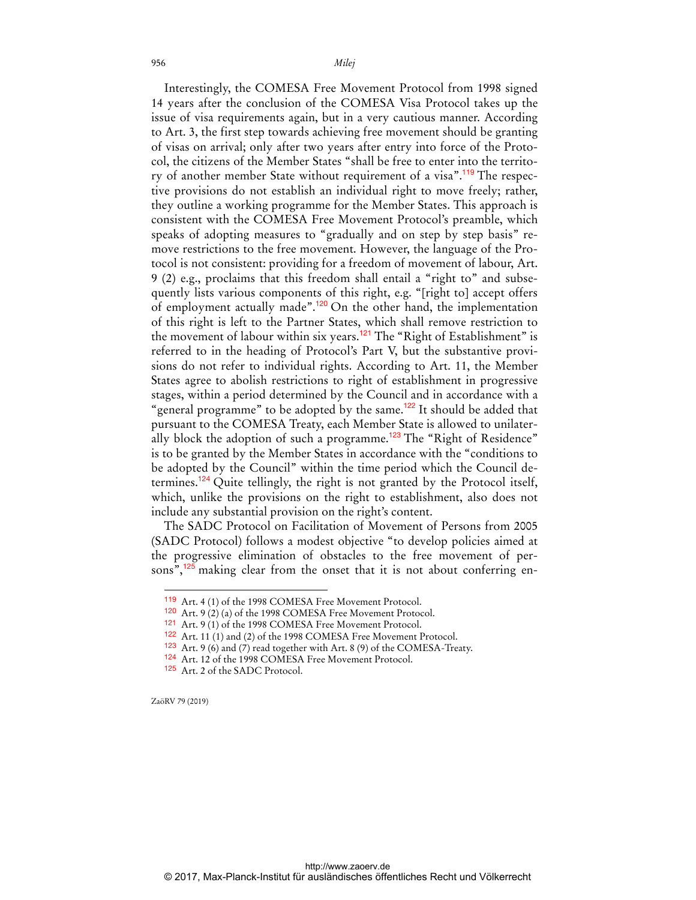Interestingly, the COMESA Free Movement Protocol from 1998 signed 14 years after the conclusion of the COMESA Visa Protocol takes up the issue of visa requirements again, but in a very cautious manner. According to Art. 3, the first step towards achieving free movement should be granting of visas on arrival; only after two years after entry into force of the Protocol, the citizens of the Member States "shall be free to enter into the territory of another member State without requirement of a visa".[119] The respective provisions do not establish an individual right to move freely; rather, they outline a working programme for the Member States. This approach is consistent with the COMESA Free Movement Protocol's preamble, which speaks of adopting measures to "gradually and on step by step basis" remove restrictions to the free movement. However, the language of the Protocol is not consistent: providing for a freedom of movement of labour, Art. 9 (2) e.g., proclaims that this freedom shall entail a "right to" and subsequently lists various components of this right, e.g. "[right to] accept offers of employment actually made".[120] On the other hand, the implementation of this right is left to the Partner States, which shall remove restriction to the movement of labour within six years.[121] The "Right of Establishment" is referred to in the heading of Protocol's Part V, but the substantive provisions do not refer to individual rights. According to Art. 11, the Member States agree to abolish restrictions to right of establishment in progressive stages, within a period determined by the Council and in accordance with a "general programme" to be adopted by the same.[122] It should be added that pursuant to the COMESA Treaty, each Member State is allowed to unilaterally block the adoption of such a programme.[123] The "Right of Residence" is to be granted by the Member States in accordance with the "conditions to be adopted by the Council" within the time period which the Council determines.[124] Quite tellingly, the right is not granted by the Protocol itself, which, unlike the provisions on the right to establishment, also does not include any substantial provision on the right's content.

The SADC Protocol on Facilitation of Movement of Persons from 2005 (SADC Protocol) follows a modest objective "to develop policies aimed at the progressive elimination of obstacles to the free movement of persons",[125] making clear from the onset that it is not about conferring en-

---

[119] Art. 4 (1) of the 1998 COMESA Free Movement Protocol.

[120] Art. 9 (2) (a) of the 1998 COMESA Free Movement Protocol.

[121] Art. 9 (1) of the 1998 COMESA Free Movement Protocol.

[122] Art. 11 (1) and (2) of the 1998 COMESA Free Movement Protocol.

[123] Art. 9 (6) and (7) read together with Art. 8 (9) of the COMESA-Treaty.

[124] Art. 12 of the 1998 COMESA Free Movement Protocol.

[125] Art. 2 of the SADC Protocol.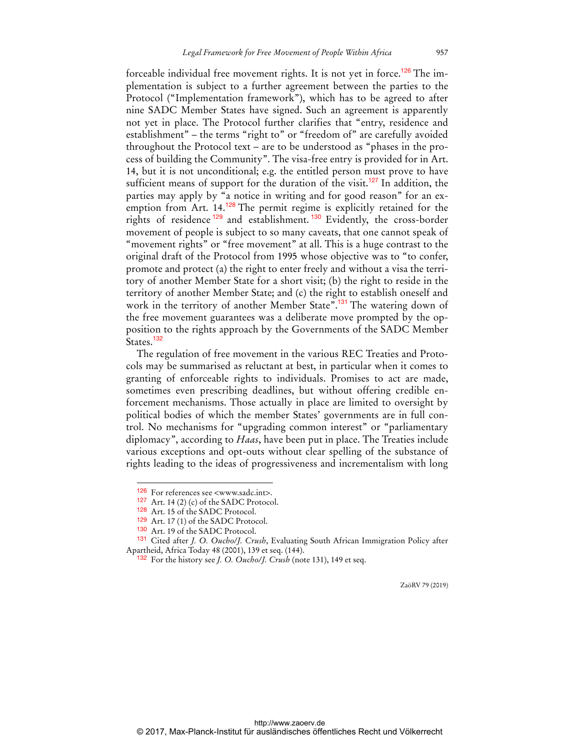forceable individual free movement rights. It is not yet in force.[126] The implementation is subject to a further agreement between the parties to the Protocol ("Implementation framework"), which has to be agreed to after nine SADC Member States have signed. Such an agreement is apparently not yet in place. The Protocol further clarifies that "entry, residence and establishment" – the terms "right to" or "freedom of" are carefully avoided throughout the Protocol text – are to be understood as "phases in the process of building the Community". The visa-free entry is provided for in Art. 14, but it is not unconditional; e.g. the entitled person must prove to have sufficient means of support for the duration of the visit.[127] In addition, the parties may apply by "a notice in writing and for good reason" for an exemption from Art. 14.[128] The permit regime is explicitly retained for the rights of residence[129] and establishment.[130] Evidently, the cross-border movement of people is subject to so many caveats, that one cannot speak of "movement rights" or "free movement" at all. This is a huge contrast to the original draft of the Protocol from 1995 whose objective was to "to confer, promote and protect (a) the right to enter freely and without a visa the territory of another Member State for a short visit; (b) the right to reside in the territory of another Member State; and (c) the right to establish oneself and work in the territory of another Member State".[131] The watering down of the free movement guarantees was a deliberate move prompted by the opposition to the rights approach by the Governments of the SADC Member States.[132]

The regulation of free movement in the various REC Treaties and Protocols may be summarised as reluctant at best, in particular when it comes to granting of enforceable rights to individuals. Promises to act are made, sometimes even prescribing deadlines, but without offering credible enforcement mechanisms. Those actually in place are limited to oversight by political bodies of which the member States' governments are in full control. No mechanisms for "upgrading common interest" or "parliamentary diplomacy", according to *Haas*, have been put in place. The Treaties include various exceptions and opt-outs without clear spelling of the substance of rights leading to the ideas of progressiveness and incrementalism with long

---

[126] For references see <www.sadc.int>.

[127] Art. 14 (2) (c) of the SADC Protocol.

[128] Art. 15 of the SADC Protocol.

[129] Art. 17 (1) of the SADC Protocol.

[130] Art. 19 of the SADC Protocol.

[131] Cited after *J. O. Oucho/J. Crush*, Evaluating South African Immigration Policy after Apartheid, Africa Today 48 (2001), 139 et seq. (144).

[132] For the history see *J. O. Oucho/J. Crush* (note 131), 149 et seq.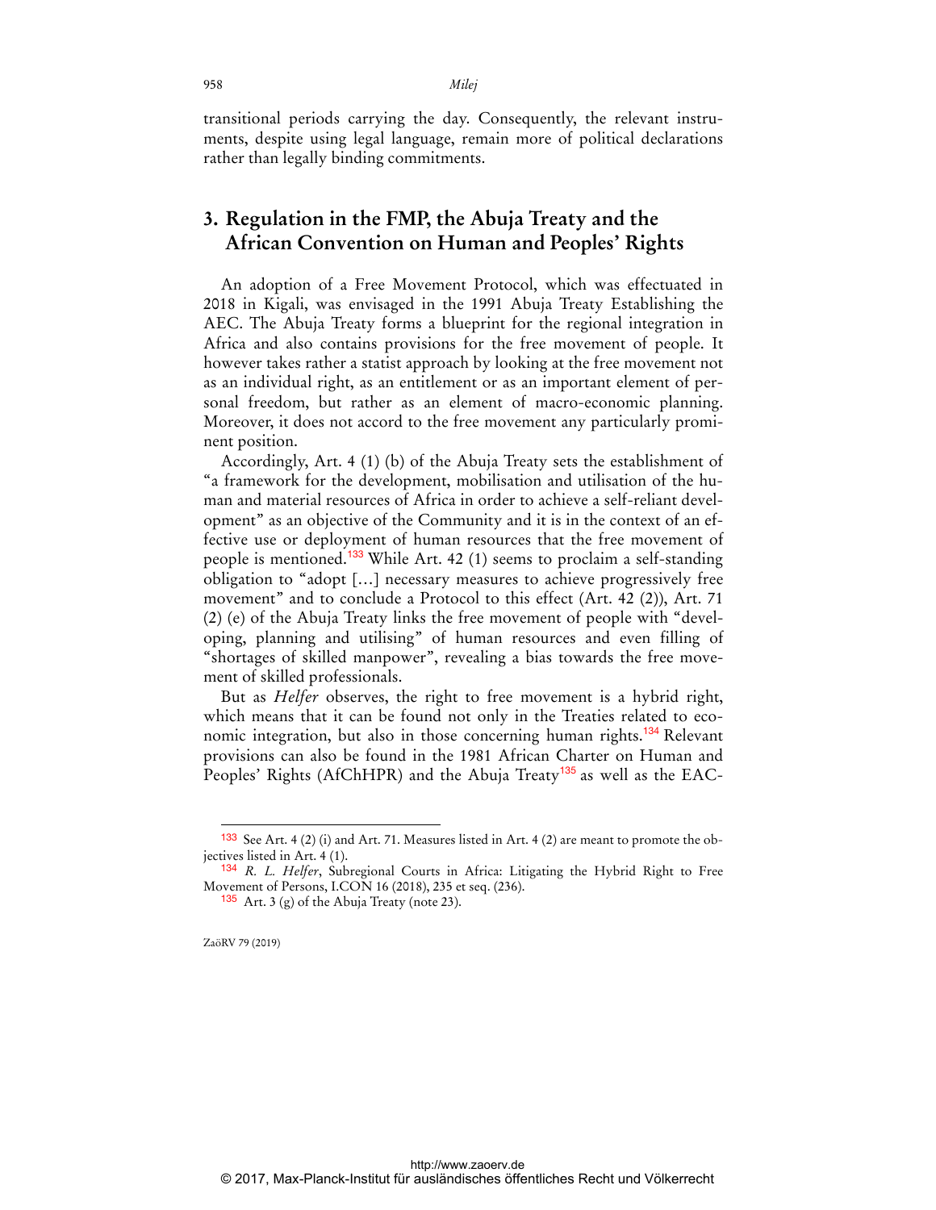transitional periods carrying the day. Consequently, the relevant instruments, despite using legal language, remain more of political declarations rather than legally binding commitments.

## 3. Regulation in the FMP, the Abuja Treaty and the African Convention on Human and Peoples' Rights

An adoption of a Free Movement Protocol, which was effectuated in 2018 in Kigali, was envisaged in the 1991 Abuja Treaty Establishing the AEC. The Abuja Treaty forms a blueprint for the regional integration in Africa and also contains provisions for the free movement of people. It however takes rather a statist approach by looking at the free movement not as an individual right, as an entitlement or as an important element of personal freedom, but rather as an element of macro-economic planning. Moreover, it does not accord to the free movement any particularly prominent position.

Accordingly, Art. 4 (1) (b) of the Abuja Treaty sets the establishment of "a framework for the development, mobilisation and utilisation of the human and material resources of Africa in order to achieve a self-reliant development" as an objective of the Community and it is in the context of an effective use or deployment of human resources that the free movement of people is mentioned.[133] While Art. 42 (1) seems to proclaim a self-standing obligation to "adopt [...] necessary measures to achieve progressively free movement" and to conclude a Protocol to this effect (Art. 42 (2)), Art. 71 (2) (e) of the Abuja Treaty links the free movement of people with "developing, planning and utilising" of human resources and even filling of "shortages of skilled manpower", revealing a bias towards the free movement of skilled professionals.

But as *Helfer* observes, the right to free movement is a hybrid right, which means that it can be found not only in the Treaties related to economic integration, but also in those concerning human rights.[134] Relevant provisions can also be found in the 1981 African Charter on Human and Peoples' Rights (AfChHPR) and the Abuja Treaty[135] as well as the EAC-

---

[133] See Art. 4 (2) (i) and Art. 71. Measures listed in Art. 4 (2) are meant to promote the objectives listed in Art. 4 (1).

[134] *R. L. Helfer*, Subregional Courts in Africa: Litigating the Hybrid Right to Free Movement of Persons, I.CON 16 (2018), 235 et seq. (236).

[135] Art. 3 (g) of the Abuja Treaty (note 23).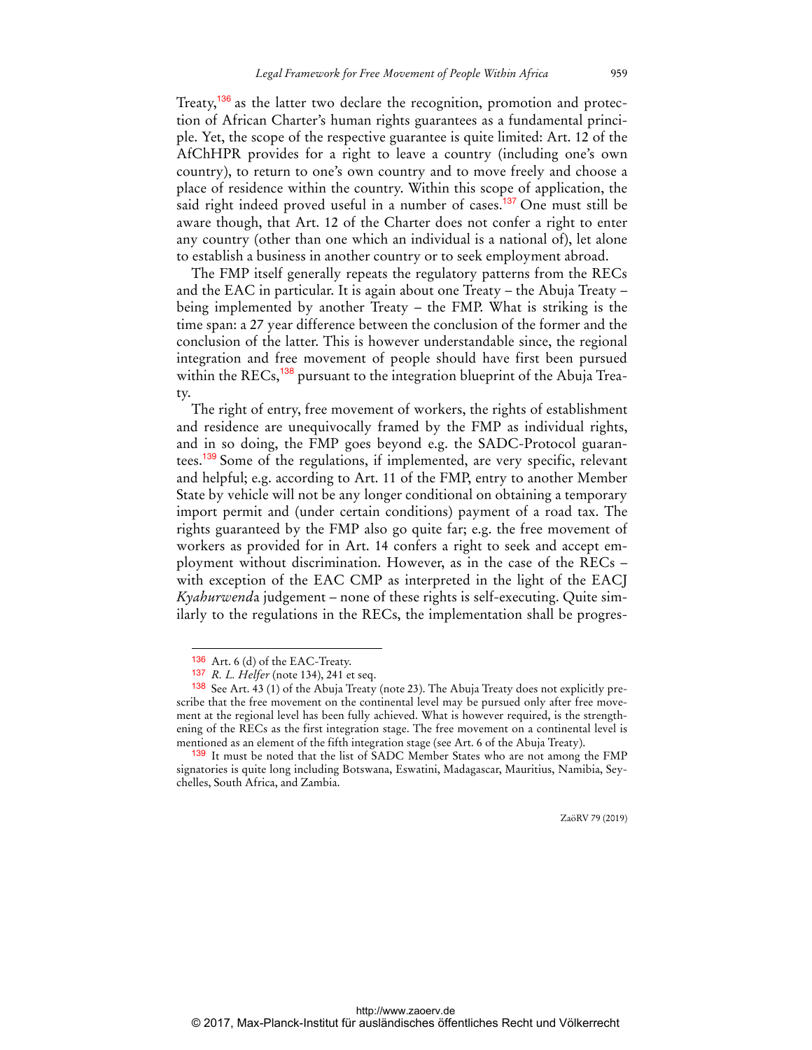Treaty,[136] as the latter two declare the recognition, promotion and protection of African Charter's human rights guarantees as a fundamental principle. Yet, the scope of the respective guarantee is quite limited: Art. 12 of the AfChHPR provides for a right to leave a country (including one's own country), to return to one's own country and to move freely and choose a place of residence within the country. Within this scope of application, the said right indeed proved useful in a number of cases.[137] One must still be aware though, that Art. 12 of the Charter does not confer a right to enter any country (other than one which an individual is a national of), let alone to establish a business in another country or to seek employment abroad.

The FMP itself generally repeats the regulatory patterns from the RECs and the EAC in particular. It is again about one Treaty – the Abuja Treaty – being implemented by another Treaty – the FMP. What is striking is the time span: a 27 year difference between the conclusion of the former and the conclusion of the latter. This is however understandable since, the regional integration and free movement of people should have first been pursued within the RECs,[138] pursuant to the integration blueprint of the Abuja Treaty.

The right of entry, free movement of workers, the rights of establishment and residence are unequivocally framed by the FMP as individual rights, and in so doing, the FMP goes beyond e.g. the SADC-Protocol guarantees.[139] Some of the regulations, if implemented, are very specific, relevant and helpful; e.g. according to Art. 11 of the FMP, entry to another Member State by vehicle will not be any longer conditional on obtaining a temporary import permit and (under certain conditions) payment of a road tax. The rights guaranteed by the FMP also go quite far; e.g. the free movement of workers as provided for in Art. 14 confers a right to seek and accept employment without discrimination. However, as in the case of the RECs – with exception of the EAC CMP as interpreted in the light of the EACJ *Kyahurwend*a judgement – none of these rights is self-executing. Quite similarly to the regulations in the RECs, the implementation shall be progres-

---

[136] Art. 6 (d) of the EAC-Treaty.

[137] *R. L. Helfer* (note 134), 241 et seq.

[138] See Art. 43 (1) of the Abuja Treaty (note 23). The Abuja Treaty does not explicitly prescribe that the free movement on the continental level may be pursued only after free movement at the regional level has been fully achieved. What is however required, is the strengthening of the RECs as the first integration stage. The free movement on a continental level is mentioned as an element of the fifth integration stage (see Art. 6 of the Abuja Treaty).

[139] It must be noted that the list of SADC Member States who are not among the FMP signatories is quite long including Botswana, Eswatini, Madagascar, Mauritius, Namibia, Seychelles, South Africa, and Zambia.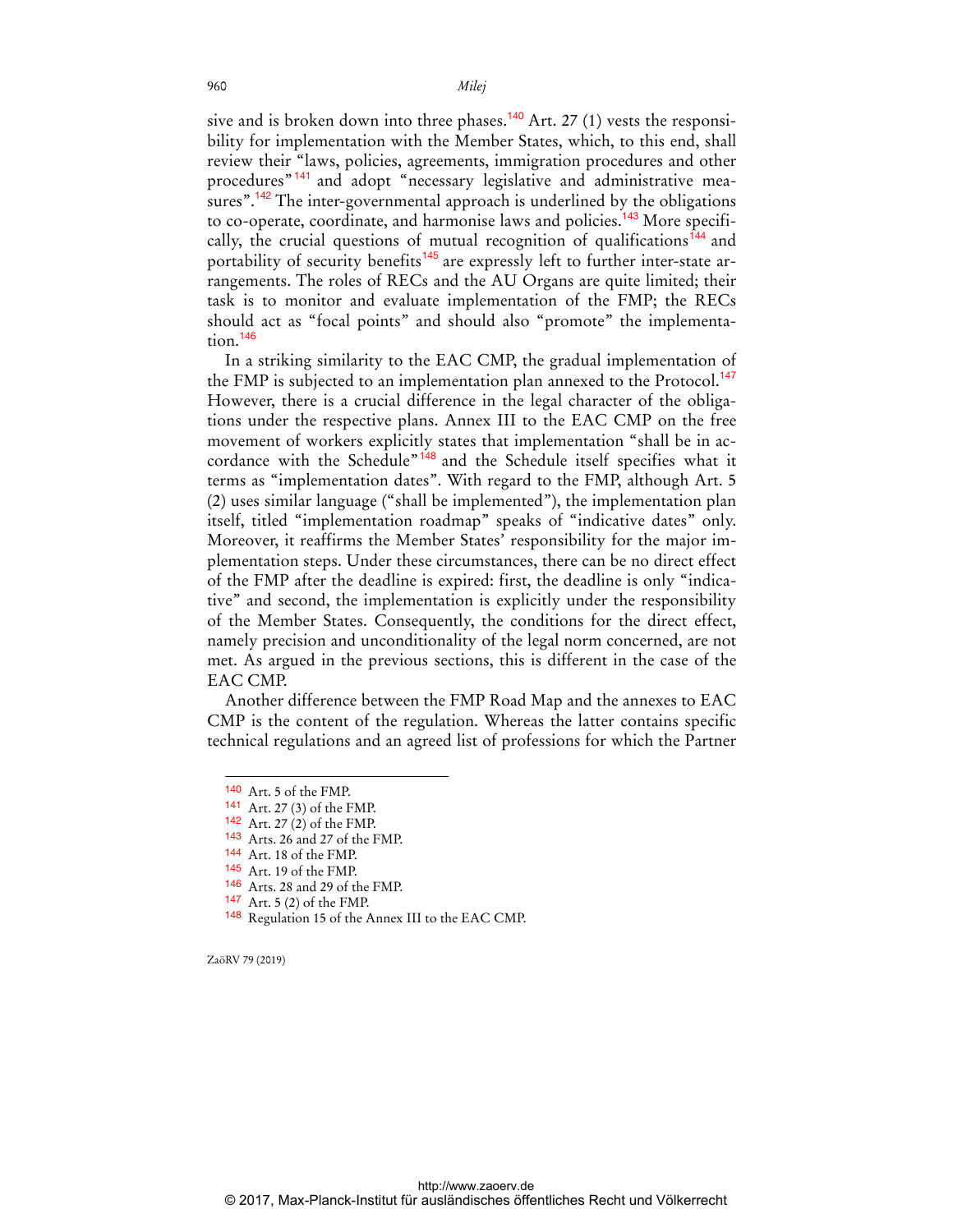sive and is broken down into three phases.[140] Art. 27 (1) vests the responsibility for implementation with the Member States, which, to this end, shall review their "laws, policies, agreements, immigration procedures and other procedures"[141] and adopt "necessary legislative and administrative measures".[142] The inter-governmental approach is underlined by the obligations to co-operate, coordinate, and harmonise laws and policies.[143] More specifically, the crucial questions of mutual recognition of qualifications[144] and portability of security benefits[145] are expressly left to further inter-state arrangements. The roles of RECs and the AU Organs are quite limited; their task is to monitor and evaluate implementation of the FMP; the RECs should act as "focal points" and should also "promote" the implementation.[146]

In a striking similarity to the EAC CMP, the gradual implementation of the FMP is subjected to an implementation plan annexed to the Protocol.[147] However, there is a crucial difference in the legal character of the obligations under the respective plans. Annex III to the EAC CMP on the free movement of workers explicitly states that implementation "shall be in accordance with the Schedule"[148] and the Schedule itself specifies what it terms as "implementation dates". With regard to the FMP, although Art. 5 (2) uses similar language ("shall be implemented"), the implementation plan itself, titled "implementation roadmap" speaks of "indicative dates" only. Moreover, it reaffirms the Member States' responsibility for the major implementation steps. Under these circumstances, there can be no direct effect of the FMP after the deadline is expired: first, the deadline is only "indicative" and second, the implementation is explicitly under the responsibility of the Member States. Consequently, the conditions for the direct effect, namely precision and unconditionality of the legal norm concerned, are not met. As argued in the previous sections, this is different in the case of the EAC CMP.

Another difference between the FMP Road Map and the annexes to EAC CMP is the content of the regulation. Whereas the latter contains specific technical regulations and an agreed list of professions for which the Partner

---

[140] Art. 5 of the FMP.

[141] Art. 27 (3) of the FMP.

[142] Art. 27 (2) of the FMP.

[143] Arts. 26 and 27 of the FMP.

[144] Art. 18 of the FMP.

[145] Art. 19 of the FMP.

[146] Arts. 28 and 29 of the FMP.

[147] Art. 5 (2) of the FMP.

[148] Regulation 15 of the Annex III to the EAC CMP.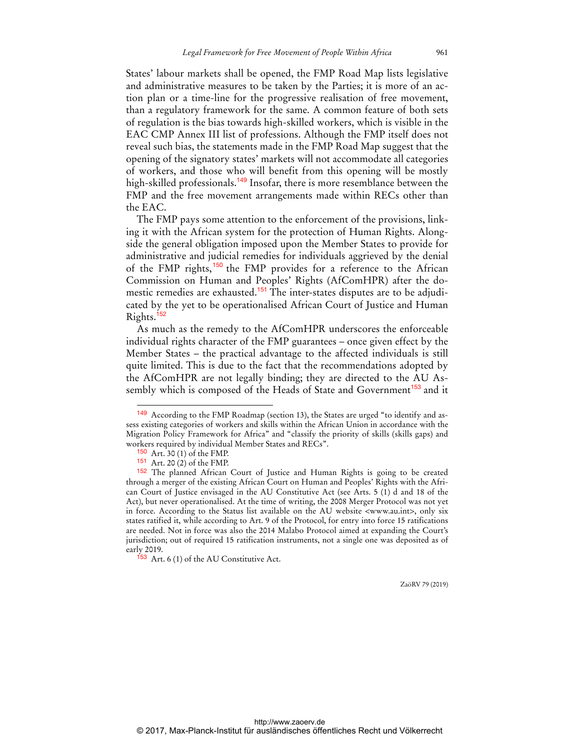States' labour markets shall be opened, the FMP Road Map lists legislative and administrative measures to be taken by the Parties; it is more of an action plan or a time-line for the progressive realisation of free movement, than a regulatory framework for the same. A common feature of both sets of regulation is the bias towards high-skilled workers, which is visible in the EAC CMP Annex III list of professions. Although the FMP itself does not reveal such bias, the statements made in the FMP Road Map suggest that the opening of the signatory states' markets will not accommodate all categories of workers, and those who will benefit from this opening will be mostly high-skilled professionals.[149] Insofar, there is more resemblance between the FMP and the free movement arrangements made within RECs other than the EAC.

The FMP pays some attention to the enforcement of the provisions, linking it with the African system for the protection of Human Rights. Alongside the general obligation imposed upon the Member States to provide for administrative and judicial remedies for individuals aggrieved by the denial of the FMP rights,[150] the FMP provides for a reference to the African Commission on Human and Peoples' Rights (AfComHPR) after the domestic remedies are exhausted.[151] The inter-states disputes are to be adjudicated by the yet to be operationalised African Court of Justice and Human Rights.[152]

As much as the remedy to the AfComHPR underscores the enforceable individual rights character of the FMP guarantees – once given effect by the Member States – the practical advantage to the affected individuals is still quite limited. This is due to the fact that the recommendations adopted by the AfComHPR are not legally binding; they are directed to the AU Assembly which is composed of the Heads of State and Government[153] and it

---

[149] According to the FMP Roadmap (section 13), the States are urged "to identify and assess existing categories of workers and skills within the African Union in accordance with the Migration Policy Framework for Africa" and "classify the priority of skills (skills gaps) and workers required by individual Member States and RECs".

[150] Art. 30 (1) of the FMP.

[151] Art. 20 (2) of the FMP.

[152] The planned African Court of Justice and Human Rights is going to be created through a merger of the existing African Court on Human and Peoples' Rights with the African Court of Justice envisaged in the AU Constitutive Act (see Arts. 5 (1) d and 18 of the Act), but never operationalised. At the time of writing, the 2008 Merger Protocol was not yet in force. According to the Status list available on the AU website <www.au.int>, only six states ratified it, while according to Art. 9 of the Protocol, for entry into force 15 ratifications are needed. Not in force was also the 2014 Malabo Protocol aimed at expanding the Court's jurisdiction; out of required 15 ratification instruments, not a single one was deposited as of early 2019.

[153] Art. 6 (1) of the AU Constitutive Act.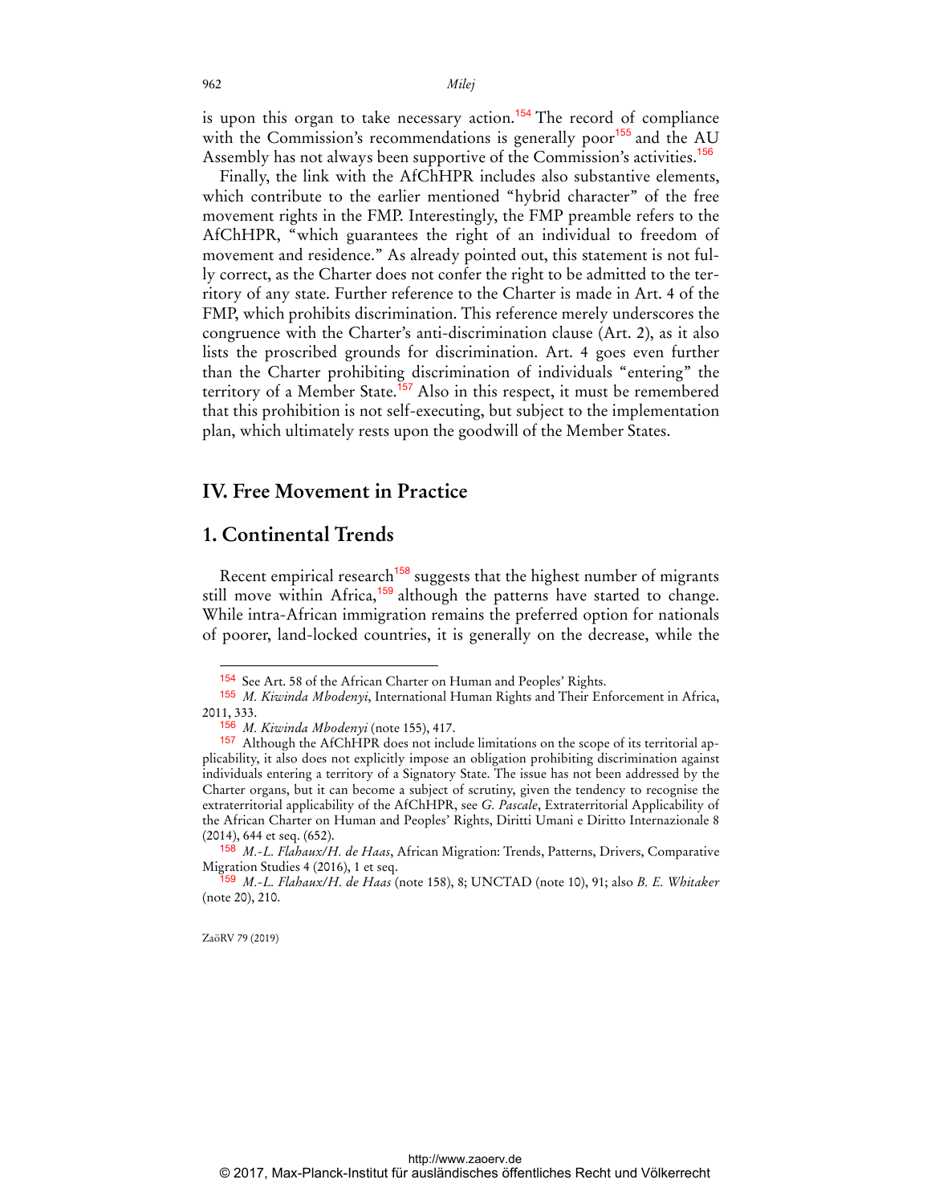is upon this organ to take necessary action.[154] The record of compliance with the Commission's recommendations is generally poor[155] and the AU Assembly has not always been supportive of the Commission's activities.[156]

Finally, the link with the AfChHPR includes also substantive elements, which contribute to the earlier mentioned "hybrid character" of the free movement rights in the FMP. Interestingly, the FMP preamble refers to the AfChHPR, "which guarantees the right of an individual to freedom of movement and residence." As already pointed out, this statement is not fully correct, as the Charter does not confer the right to be admitted to the territory of any state. Further reference to the Charter is made in Art. 4 of the FMP, which prohibits discrimination. This reference merely underscores the congruence with the Charter's anti-discrimination clause (Art. 2), as it also lists the proscribed grounds for discrimination. Art. 4 goes even further than the Charter prohibiting discrimination of individuals "entering" the territory of a Member State.[157] Also in this respect, it must be remembered that this prohibition is not self-executing, but subject to the implementation plan, which ultimately rests upon the goodwill of the Member States.

## IV. Free Movement in Practice

### 1. Continental Trends

Recent empirical research[158] suggests that the highest number of migrants still move within Africa,[159] although the patterns have started to change. While intra-African immigration remains the preferred option for nationals of poorer, land-locked countries, it is generally on the decrease, while the

---

[154] See Art. 58 of the African Charter on Human and Peoples' Rights.

[155] *M. Kiwinda Mbodenyi*, International Human Rights and Their Enforcement in Africa, 2011, 333.

[156] *M. Kiwinda Mbodenyi* (note 155), 417.

[157] Although the AfChHPR does not include limitations on the scope of its territorial applicability, it also does not explicitly impose an obligation prohibiting discrimination against individuals entering a territory of a Signatory State. The issue has not been addressed by the Charter organs, but it can become a subject of scrutiny, given the tendency to recognise the extraterritorial applicability of the AfChHPR, see *G. Pascale*, Extraterritorial Applicability of the African Charter on Human and Peoples' Rights, Diritti Umani e Diritto Internazionale 8 (2014), 644 et seq. (652).

[158] *M.-L. Flahaux/H. de Haas*, African Migration: Trends, Patterns, Drivers, Comparative Migration Studies 4 (2016), 1 et seq.

[159] *M.-L. Flahaux/H. de Haas* (note 158), 8; UNCTAD (note 10), 91; also *B. E. Whitaker* (note 20), 210.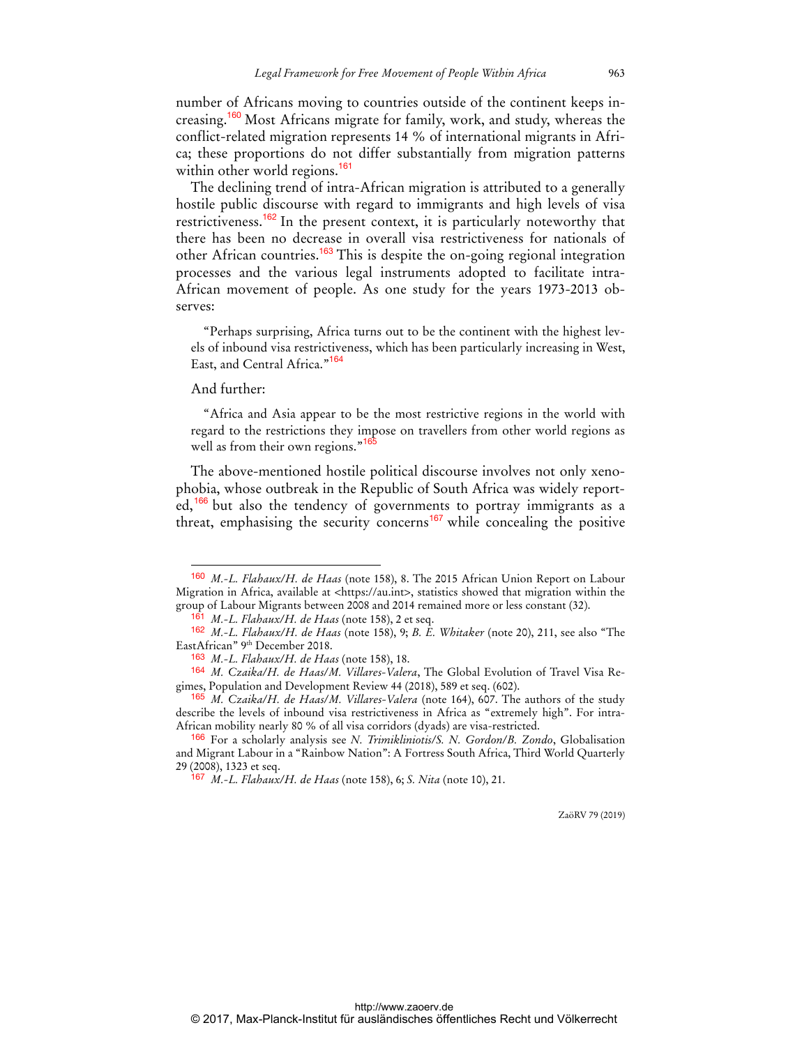number of Africans moving to countries outside of the continent keeps increasing.[160] Most Africans migrate for family, work, and study, whereas the conflict-related migration represents 14 % of international migrants in Africa; these proportions do not differ substantially from migration patterns within other world regions.[161]

The declining trend of intra-African migration is attributed to a generally hostile public discourse with regard to immigrants and high levels of visa restrictiveness.[162] In the present context, it is particularly noteworthy that there has been no decrease in overall visa restrictiveness for nationals of other African countries.[163] This is despite the on-going regional integration processes and the various legal instruments adopted to facilitate intra-African movement of people. As one study for the years 1973-2013 observes:

> "Perhaps surprising, Africa turns out to be the continent with the highest levels of inbound visa restrictiveness, which has been particularly increasing in West, East, and Central Africa."[164]

And further:

> "Africa and Asia appear to be the most restrictive regions in the world with regard to the restrictions they impose on travellers from other world regions as well as from their own regions."[165]

The above-mentioned hostile political discourse involves not only xenophobia, whose outbreak in the Republic of South Africa was widely reported,[166] but also the tendency of governments to portray immigrants as a threat, emphasising the security concerns[167] while concealing the positive

---

[160] *M.-L. Flahaux/H. de Haas* (note 158), 8. The 2015 African Union Report on Labour Migration in Africa, available at <https://au.int>, statistics showed that migration within the group of Labour Migrants between 2008 and 2014 remained more or less constant (32).

[161] *M.-L. Flahaux/H. de Haas* (note 158), 2 et seq.

[162] *M.-L. Flahaux/H. de Haas* (note 158), 9; *B. E. Whitaker* (note 20), 211, see also "The EastAfrican" 9th December 2018.

[163] *M.-L. Flahaux/H. de Haas* (note 158), 18.

[164] *M. Czaika/H. de Haas/M. Villares-Valera*, The Global Evolution of Travel Visa Regimes, Population and Development Review 44 (2018), 589 et seq. (602).

[165] *M. Czaika/H. de Haas/M. Villares-Valera* (note 164), 607. The authors of the study describe the levels of inbound visa restrictiveness in Africa as "extremely high". For intra-African mobility nearly 80 % of all visa corridors (dyads) are visa-restricted.

[166] For a scholarly analysis see *N. Trimikliniotis/S. N. Gordon/B. Zondo*, Globalisation and Migrant Labour in a "Rainbow Nation": A Fortress South Africa, Third World Quarterly 29 (2008), 1323 et seq.

[167] *M.-L. Flahaux/H. de Haas* (note 158), 6; *S. Nita* (note 10), 21.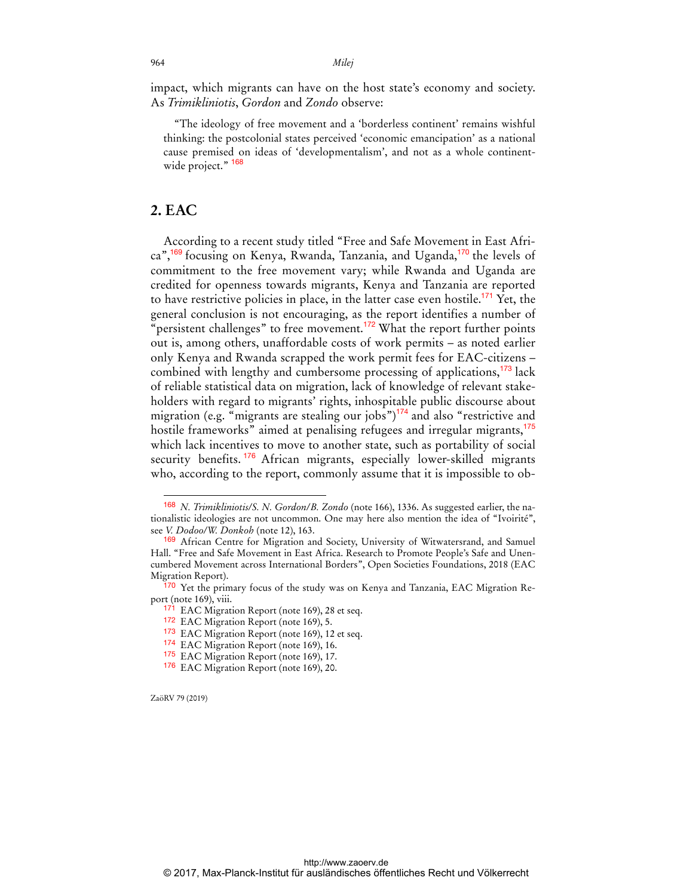impact, which migrants can have on the host state's economy and society. As *Trimikliniotis*, *Gordon* and *Zondo* observe:

> "The ideology of free movement and a 'borderless continent' remains wishful thinking: the postcolonial states perceived 'economic emancipation' as a national cause premised on ideas of 'developmentalism', and not as a whole continent-wide project." [168]

## 2. EAC

According to a recent study titled "Free and Safe Movement in East Africa",[169] focusing on Kenya, Rwanda, Tanzania, and Uganda,[170] the levels of commitment to the free movement vary; while Rwanda and Uganda are credited for openness towards migrants, Kenya and Tanzania are reported to have restrictive policies in place, in the latter case even hostile.[171] Yet, the general conclusion is not encouraging, as the report identifies a number of "persistent challenges" to free movement.[172] What the report further points out is, among others, unaffordable costs of work permits – as noted earlier only Kenya and Rwanda scrapped the work permit fees for EAC-citizens – combined with lengthy and cumbersome processing of applications,[173] lack of reliable statistical data on migration, lack of knowledge of relevant stakeholders with regard to migrants' rights, inhospitable public discourse about migration (e.g. "migrants are stealing our jobs")[174] and also "restrictive and hostile frameworks" aimed at penalising refugees and irregular migrants,[175] which lack incentives to move to another state, such as portability of social security benefits.[176] African migrants, especially lower-skilled migrants who, according to the report, commonly assume that it is impossible to ob-

---

[168] *N. Trimikliniotis/S. N. Gordon/B. Zondo* (note 166), 1336. As suggested earlier, the nationalistic ideologies are not uncommon. One may here also mention the idea of "Ivoirité", see *V. Dodoo/W. Donkoh* (note 12), 163.

[169] African Centre for Migration and Society, University of Witwatersrand, and Samuel Hall. "Free and Safe Movement in East Africa. Research to Promote People's Safe and Unencumbered Movement across International Borders", Open Societies Foundations, 2018 (EAC Migration Report).

[170] Yet the primary focus of the study was on Kenya and Tanzania, EAC Migration Report (note 169), viii.

[171] EAC Migration Report (note 169), 28 et seq.

[172] EAC Migration Report (note 169), 5.

[173] EAC Migration Report (note 169), 12 et seq.

[174] EAC Migration Report (note 169), 16.

[175] EAC Migration Report (note 169), 17.

[176] EAC Migration Report (note 169), 20.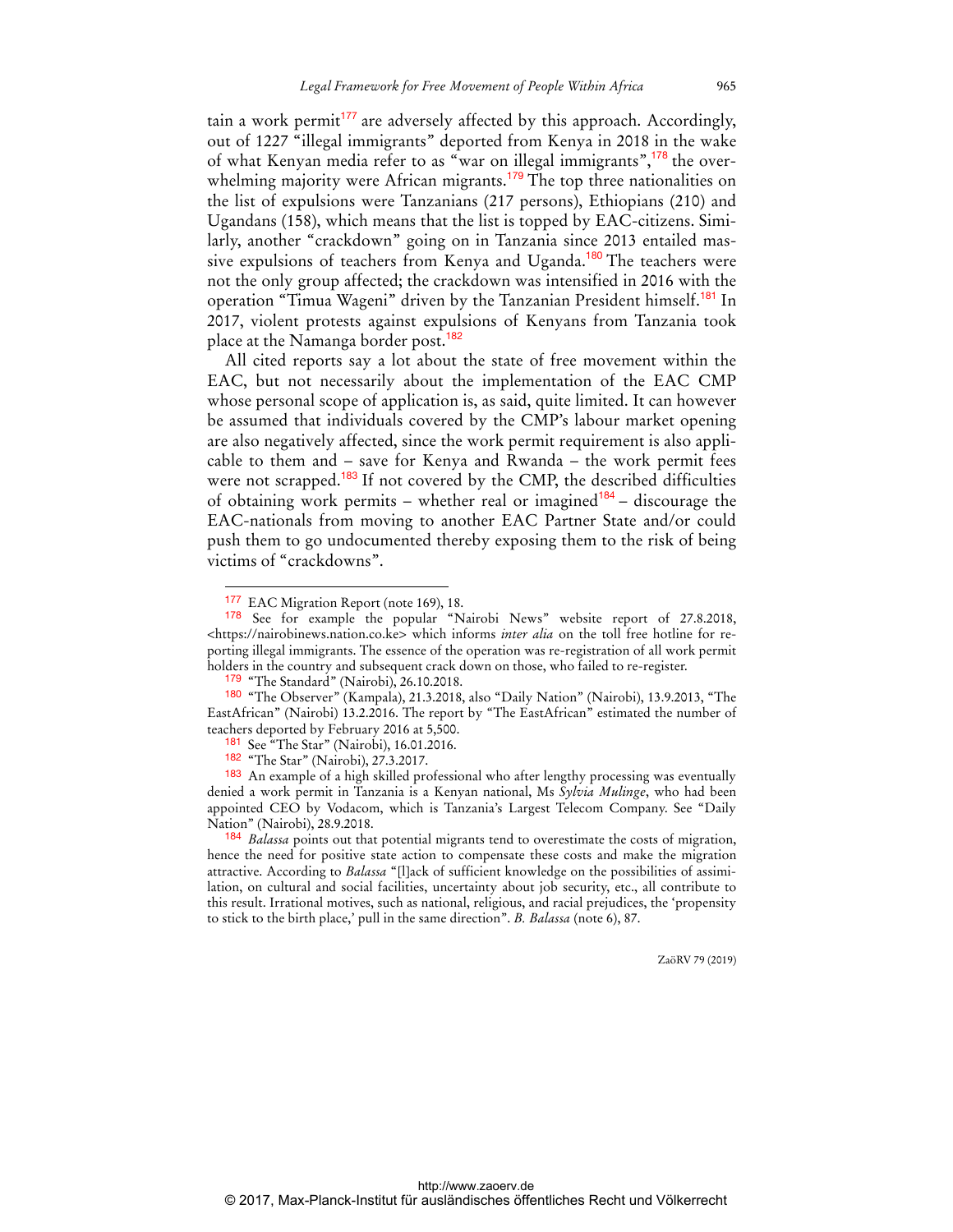tain a work permit[177] are adversely affected by this approach. Accordingly, out of 1227 "illegal immigrants" deported from Kenya in 2018 in the wake of what Kenyan media refer to as "war on illegal immigrants",[178] the overwhelming majority were African migrants.[179] The top three nationalities on the list of expulsions were Tanzanians (217 persons), Ethiopians (210) and Ugandans (158), which means that the list is topped by EAC-citizens. Similarly, another "crackdown" going on in Tanzania since 2013 entailed massive expulsions of teachers from Kenya and Uganda.[180] The teachers were not the only group affected; the crackdown was intensified in 2016 with the operation "Timua Wageni" driven by the Tanzanian President himself.[181] In 2017, violent protests against expulsions of Kenyans from Tanzania took place at the Namanga border post.[182]

All cited reports say a lot about the state of free movement within the EAC, but not necessarily about the implementation of the EAC CMP whose personal scope of application is, as said, quite limited. It can however be assumed that individuals covered by the CMP's labour market opening are also negatively affected, since the work permit requirement is also applicable to them and – save for Kenya and Rwanda – the work permit fees were not scrapped.[183] If not covered by the CMP, the described difficulties of obtaining work permits – whether real or imagined[184] – discourage the EAC-nationals from moving to another EAC Partner State and/or could push them to go undocumented thereby exposing them to the risk of being victims of "crackdowns".

---

[177] EAC Migration Report (note 169), 18.

[178] See for example the popular "Nairobi News" website report of 27.8.2018, <https://nairobinews.nation.co.ke> which informs *inter alia* on the toll free hotline for reporting illegal immigrants. The essence of the operation was re-registration of all work permit holders in the country and subsequent crack down on those, who failed to re-register.

[179] "The Standard" (Nairobi), 26.10.2018.

[180] "The Observer" (Kampala), 21.3.2018, also "Daily Nation" (Nairobi), 13.9.2013, "The EastAfrican" (Nairobi) 13.2.2016. The report by "The EastAfrican" estimated the number of teachers deported by February 2016 at 5,500.

[181] See "The Star" (Nairobi), 16.01.2016.

[182] "The Star" (Nairobi), 27.3.2017.

[183] An example of a high skilled professional who after lengthy processing was eventually denied a work permit in Tanzania is a Kenyan national, Ms *Sylvia Mulinge*, who had been appointed CEO by Vodacom, which is Tanzania's Largest Telecom Company. See "Daily Nation" (Nairobi), 28.9.2018.

[184] *Balassa* points out that potential migrants tend to overestimate the costs of migration, hence the need for positive state action to compensate these costs and make the migration attractive. According to *Balassa* "[l]ack of sufficient knowledge on the possibilities of assimilation, on cultural and social facilities, uncertainty about job security, etc., all contribute to this result. Irrational motives, such as national, religious, and racial prejudices, the 'propensity to stick to the birth place,' pull in the same direction". *B. Balassa* (note 6), 87.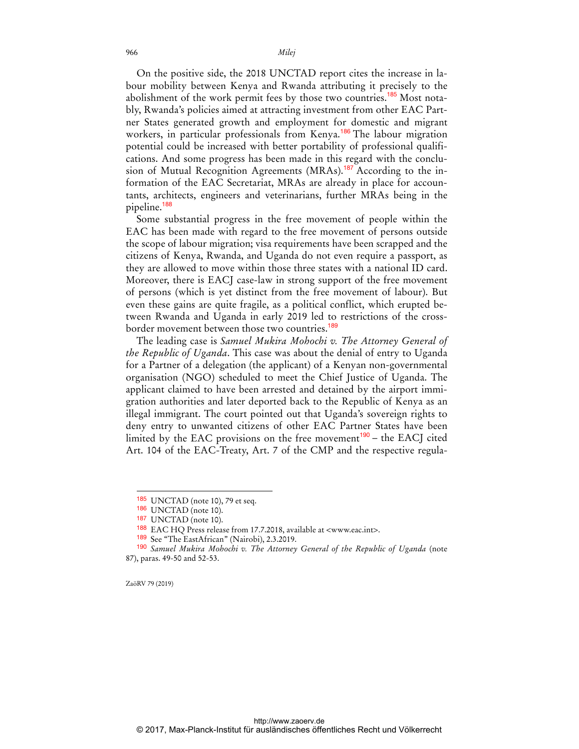On the positive side, the 2018 UNCTAD report cites the increase in labour mobility between Kenya and Rwanda attributing it precisely to the abolishment of the work permit fees by those two countries.[185] Most notably, Rwanda's policies aimed at attracting investment from other EAC Partner States generated growth and employment for domestic and migrant workers, in particular professionals from Kenya.[186] The labour migration potential could be increased with better portability of professional qualifications. And some progress has been made in this regard with the conclusion of Mutual Recognition Agreements (MRAs).[187] According to the information of the EAC Secretariat, MRAs are already in place for accountants, architects, engineers and veterinarians, further MRAs being in the pipeline.[188]

Some substantial progress in the free movement of people within the EAC has been made with regard to the free movement of persons outside the scope of labour migration; visa requirements have been scrapped and the citizens of Kenya, Rwanda, and Uganda do not even require a passport, as they are allowed to move within those three states with a national ID card. Moreover, there is EACJ case-law in strong support of the free movement of persons (which is yet distinct from the free movement of labour). But even these gains are quite fragile, as a political conflict, which erupted between Rwanda and Uganda in early 2019 led to restrictions of the cross-border movement between those two countries.[189]

The leading case is *Samuel Mukira Mohochi v. The Attorney General of the Republic of Uganda*. This case was about the denial of entry to Uganda for a Partner of a delegation (the applicant) of a Kenyan non-governmental organisation (NGO) scheduled to meet the Chief Justice of Uganda. The applicant claimed to have been arrested and detained by the airport immigration authorities and later deported back to the Republic of Kenya as an illegal immigrant. The court pointed out that Uganda's sovereign rights to deny entry to unwanted citizens of other EAC Partner States have been limited by the EAC provisions on the free movement[190] – the EACJ cited Art. 104 of the EAC-Treaty, Art. 7 of the CMP and the respective regula-

---

[185] UNCTAD (note 10), 79 et seq.

[186] UNCTAD (note 10).

[187] UNCTAD (note 10).

[188] EAC HQ Press release from 17.7.2018, available at <www.eac.int>.

[189] See "The EastAfrican" (Nairobi), 2.3.2019.

[190] *Samuel Mukira Mohochi v. The Attorney General of the Republic of Uganda* (note 87), paras. 49-50 and 52-53.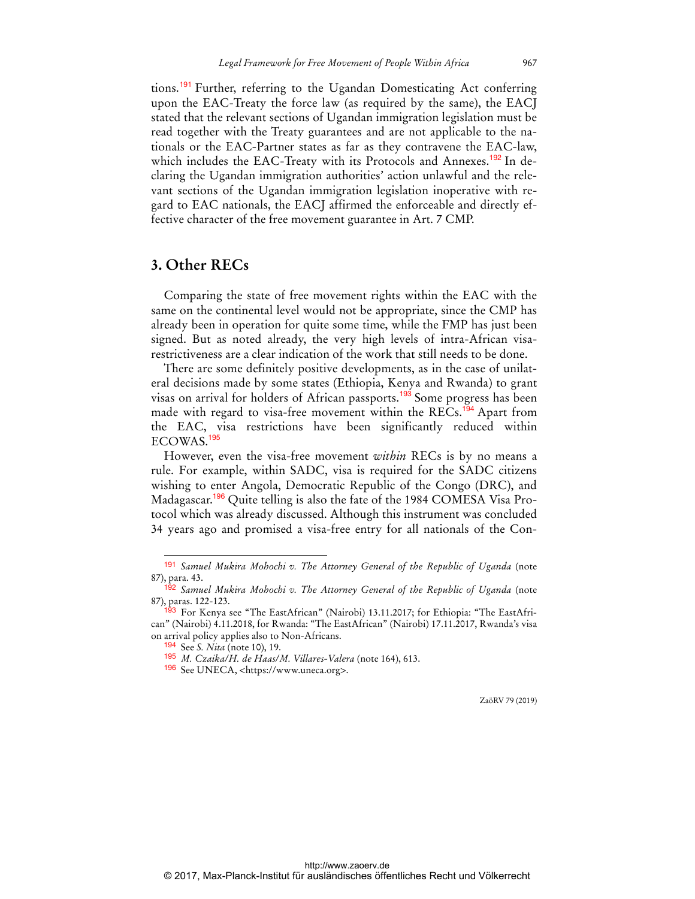tions.[191] Further, referring to the Ugandan Domesticating Act conferring upon the EAC-Treaty the force law (as required by the same), the EACJ stated that the relevant sections of Ugandan immigration legislation must be read together with the Treaty guarantees and are not applicable to the nationals or the EAC-Partner states as far as they contravene the EAC-law, which includes the EAC-Treaty with its Protocols and Annexes.[192] In declaring the Ugandan immigration authorities' action unlawful and the relevant sections of the Ugandan immigration legislation inoperative with regard to EAC nationals, the EACJ affirmed the enforceable and directly effective character of the free movement guarantee in Art. 7 CMP.

## 3. Other RECs

Comparing the state of free movement rights within the EAC with the same on the continental level would not be appropriate, since the CMP has already been in operation for quite some time, while the FMP has just been signed. But as noted already, the very high levels of intra-African visa-restrictiveness are a clear indication of the work that still needs to be done.

There are some definitely positive developments, as in the case of unilateral decisions made by some states (Ethiopia, Kenya and Rwanda) to grant visas on arrival for holders of African passports.[193] Some progress has been made with regard to visa-free movement within the RECs.[194] Apart from the EAC, visa restrictions have been significantly reduced within ECOWAS.[195]

However, even the visa-free movement *within* RECs is by no means a rule. For example, within SADC, visa is required for the SADC citizens wishing to enter Angola, Democratic Republic of the Congo (DRC), and Madagascar.[196] Quite telling is also the fate of the 1984 COMESA Visa Protocol which was already discussed. Although this instrument was concluded 34 years ago and promised a visa-free entry for all nationals of the Con-

---

[191] *Samuel Mukira Mohochi v. The Attorney General of the Republic of Uganda* (note 87), para. 43.

[192] *Samuel Mukira Mohochi v. The Attorney General of the Republic of Uganda* (note 87), paras. 122-123.

[193] For Kenya see "The EastAfrican" (Nairobi) 13.11.2017; for Ethiopia: "The EastAfrican" (Nairobi) 4.11.2018, for Rwanda: "The EastAfrican" (Nairobi) 17.11.2017, Rwanda's visa on arrival policy applies also to Non-Africans.

[194] See *S. Nita* (note 10), 19.

[195] *M. Czaika/H. de Haas/M. Villares-Valera* (note 164), 613.

[196] See UNECA, <https://www.uneca.org>.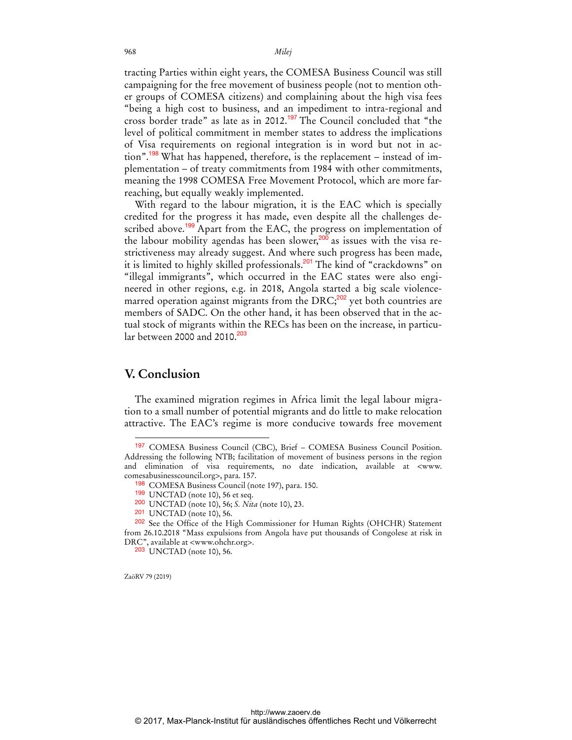tracting Parties within eight years, the COMESA Business Council was still campaigning for the free movement of business people (not to mention other groups of COMESA citizens) and complaining about the high visa fees "being a high cost to business, and an impediment to intra-regional and cross border trade" as late as in 2012.[197] The Council concluded that "the level of political commitment in member states to address the implications of Visa requirements on regional integration is in word but not in action".[198] What has happened, therefore, is the replacement – instead of implementation – of treaty commitments from 1984 with other commitments, meaning the 1998 COMESA Free Movement Protocol, which are more far-reaching, but equally weakly implemented.

With regard to the labour migration, it is the EAC which is specially credited for the progress it has made, even despite all the challenges described above.[199] Apart from the EAC, the progress on implementation of the labour mobility agendas has been slower,[200] as issues with the visa restrictiveness may already suggest. And where such progress has been made, it is limited to highly skilled professionals.[201] The kind of "crackdowns" on "illegal immigrants", which occurred in the EAC states were also engineered in other regions, e.g. in 2018, Angola started a big scale violence-marred operation against migrants from the DRC;[202] yet both countries are members of SADC. On the other hand, it has been observed that in the actual stock of migrants within the RECs has been on the increase, in particular between 2000 and 2010.[203]

## V. Conclusion

The examined migration regimes in Africa limit the legal labour migration to a small number of potential migrants and do little to make relocation attractive. The EAC's regime is more conducive towards free movement

---

[197] COMESA Business Council (CBC), Brief – COMESA Business Council Position. Addressing the following NTB; facilitation of movement of business persons in the region and elimination of visa requirements, no date indication, available at <www.comesabusinesscouncil.org>, para. 157.

[198] COMESA Business Council (note 197), para. 150.

[199] UNCTAD (note 10), 56 et seq.

[200] UNCTAD (note 10), 56; *S. Nita* (note 10), 23.

[201] UNCTAD (note 10), 56.

[202] See the Office of the High Commissioner for Human Rights (OHCHR) Statement from 26.10.2018 "Mass expulsions from Angola have put thousands of Congolese at risk in DRC", available at <www.ohchr.org>.

[203] UNCTAD (note 10), 56.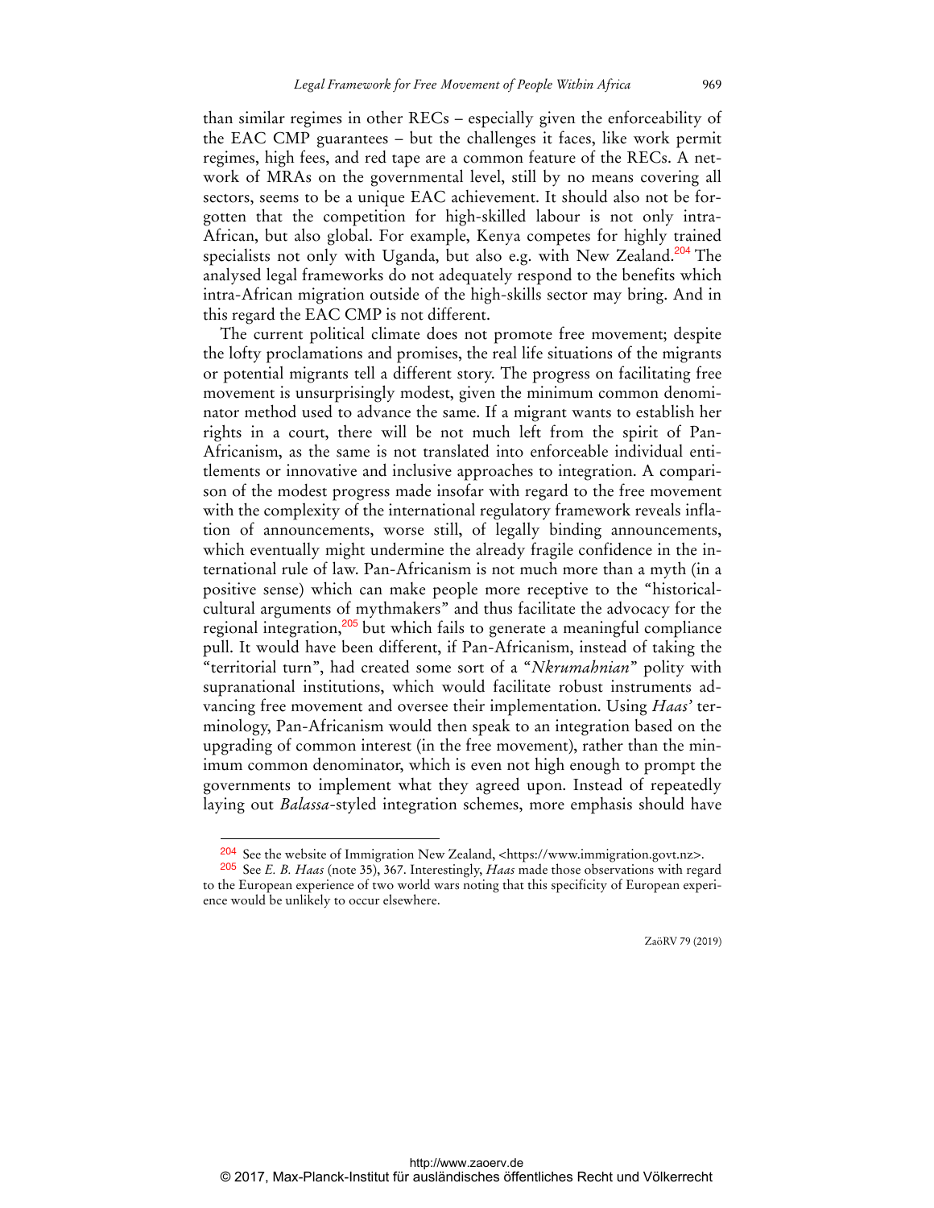than similar regimes in other RECs – especially given the enforceability of the EAC CMP guarantees – but the challenges it faces, like work permit regimes, high fees, and red tape are a common feature of the RECs. A network of MRAs on the governmental level, still by no means covering all sectors, seems to be a unique EAC achievement. It should also not be forgotten that the competition for high-skilled labour is not only intra-African, but also global. For example, Kenya competes for highly trained specialists not only with Uganda, but also e.g. with New Zealand.[204] The analysed legal frameworks do not adequately respond to the benefits which intra-African migration outside of the high-skills sector may bring. And in this regard the EAC CMP is not different.

The current political climate does not promote free movement; despite the lofty proclamations and promises, the real life situations of the migrants or potential migrants tell a different story. The progress on facilitating free movement is unsurprisingly modest, given the minimum common denominator method used to advance the same. If a migrant wants to establish her rights in a court, there will be not much left from the spirit of Pan-Africanism, as the same is not translated into enforceable individual entitlements or innovative and inclusive approaches to integration. A comparison of the modest progress made insofar with regard to the free movement with the complexity of the international regulatory framework reveals inflation of announcements, worse still, of legally binding announcements, which eventually might undermine the already fragile confidence in the international rule of law. Pan-Africanism is not much more than a myth (in a positive sense) which can make people more receptive to the "historical-cultural arguments of mythmakers" and thus facilitate the advocacy for the regional integration,[205] but which fails to generate a meaningful compliance pull. It would have been different, if Pan-Africanism, instead of taking the "territorial turn", had created some sort of a "*Nkrumahnian*" polity with supranational institutions, which would facilitate robust instruments advancing free movement and oversee their implementation. Using *Haas'* terminology, Pan-Africanism would then speak to an integration based on the upgrading of common interest (in the free movement), rather than the minimum common denominator, which is even not high enough to prompt the governments to implement what they agreed upon. Instead of repeatedly laying out *Balassa*-styled integration schemes, more emphasis should have

---

[204] See the website of Immigration New Zealand, <https://www.immigration.govt.nz>.

[205] See *E. B. Haas* (note 35), 367. Interestingly, *Haas* made those observations with regard to the European experience of two world wars noting that this specificity of European experience would be unlikely to occur elsewhere.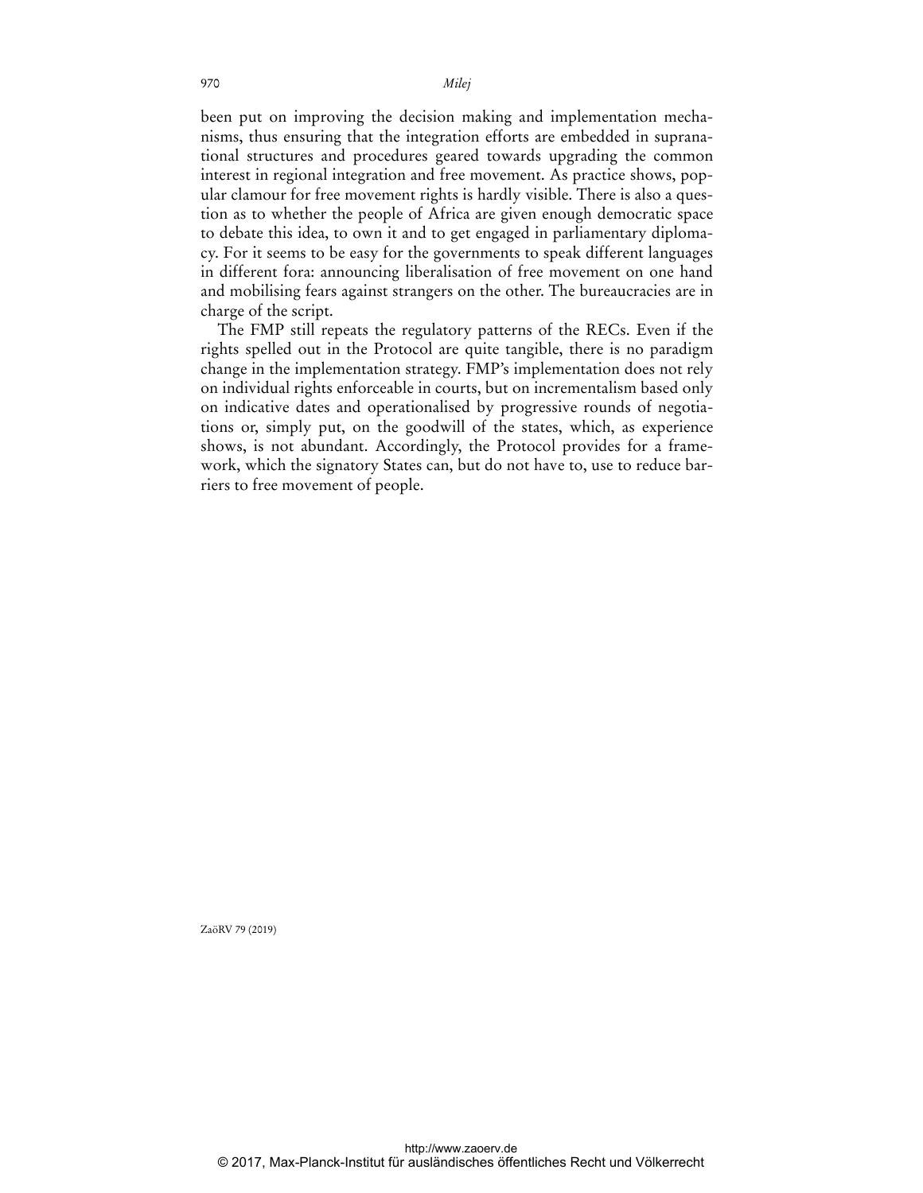been put on improving the decision making and implementation mechanisms, thus ensuring that the integration efforts are embedded in supranational structures and procedures geared towards upgrading the common interest in regional integration and free movement. As practice shows, popular clamour for free movement rights is hardly visible. There is also a question as to whether the people of Africa are given enough democratic space to debate this idea, to own it and to get engaged in parliamentary diplomacy. For it seems to be easy for the governments to speak different languages in different fora: announcing liberalisation of free movement on one hand and mobilising fears against strangers on the other. The bureaucracies are in charge of the script.

The FMP still repeats the regulatory patterns of the RECs. Even if the rights spelled out in the Protocol are quite tangible, there is no paradigm change in the implementation strategy. FMP's implementation does not rely on individual rights enforceable in courts, but on incrementalism based only on indicative dates and operationalised by progressive rounds of negotiations or, simply put, on the goodwill of the states, which, as experience shows, is not abundant. Accordingly, the Protocol provides for a framework, which the signatory States can, but do not have to, use to reduce barriers to free movement of people.